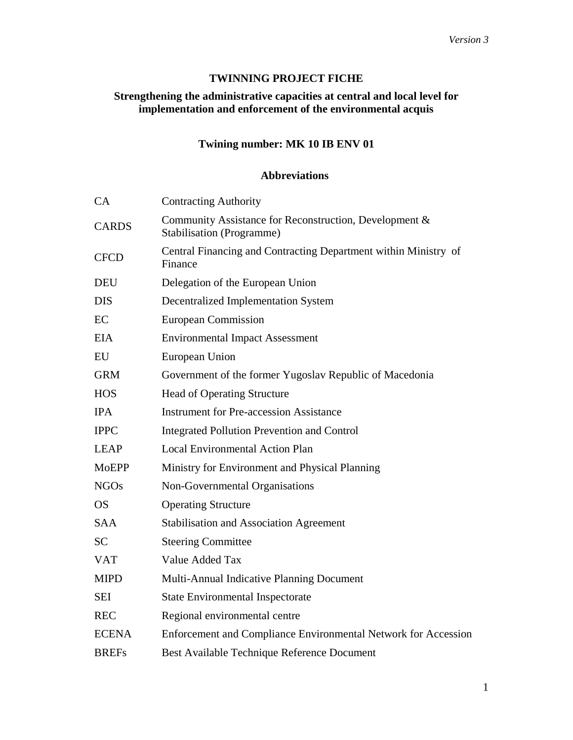*Version 3*

# TWINNING PROJECT FICHE

## Strengthening the administrative capacities at central and local level for implementation and enforcement of the environmental acquis

### Twining number: MK 10 IB ENV 01

### Abbreviations

| | |
|---|---|
| CA | Contracting Authority |
| CARDS | Community Assistance for Reconstruction, Development & Stabilisation (Programme) |
| CFCD | Central Financing and Contracting Department within Ministry of Finance |
| DEU | Delegation of the European Union |
| DIS | Decentralized Implementation System |
| EC | European Commission |
| EIA | Environmental Impact Assessment |
| EU | European Union |
| GRM | Government of the former Yugoslav Republic of Macedonia |
| HOS | Head of Operating Structure |
| IPA | Instrument for Pre-accession Assistance |
| IPPC | Integrated Pollution Prevention and Control |
| LEAP | Local Environmental Action Plan |
| MoEPP | Ministry for Environment and Physical Planning |
| NGOs | Non-Governmental Organisations |
| OS | Operating Structure |
| SAA | Stabilisation and Association Agreement |
| SC | Steering Committee |
| VAT | Value Added Tax |
| MIPD | Multi-Annual Indicative Planning Document |
| SEI | State Environmental Inspectorate |
| REC | Regional environmental centre |
| ECENA | Enforcement and Compliance Environmental Network for Accession |
| BREFs | Best Available Technique Reference Document |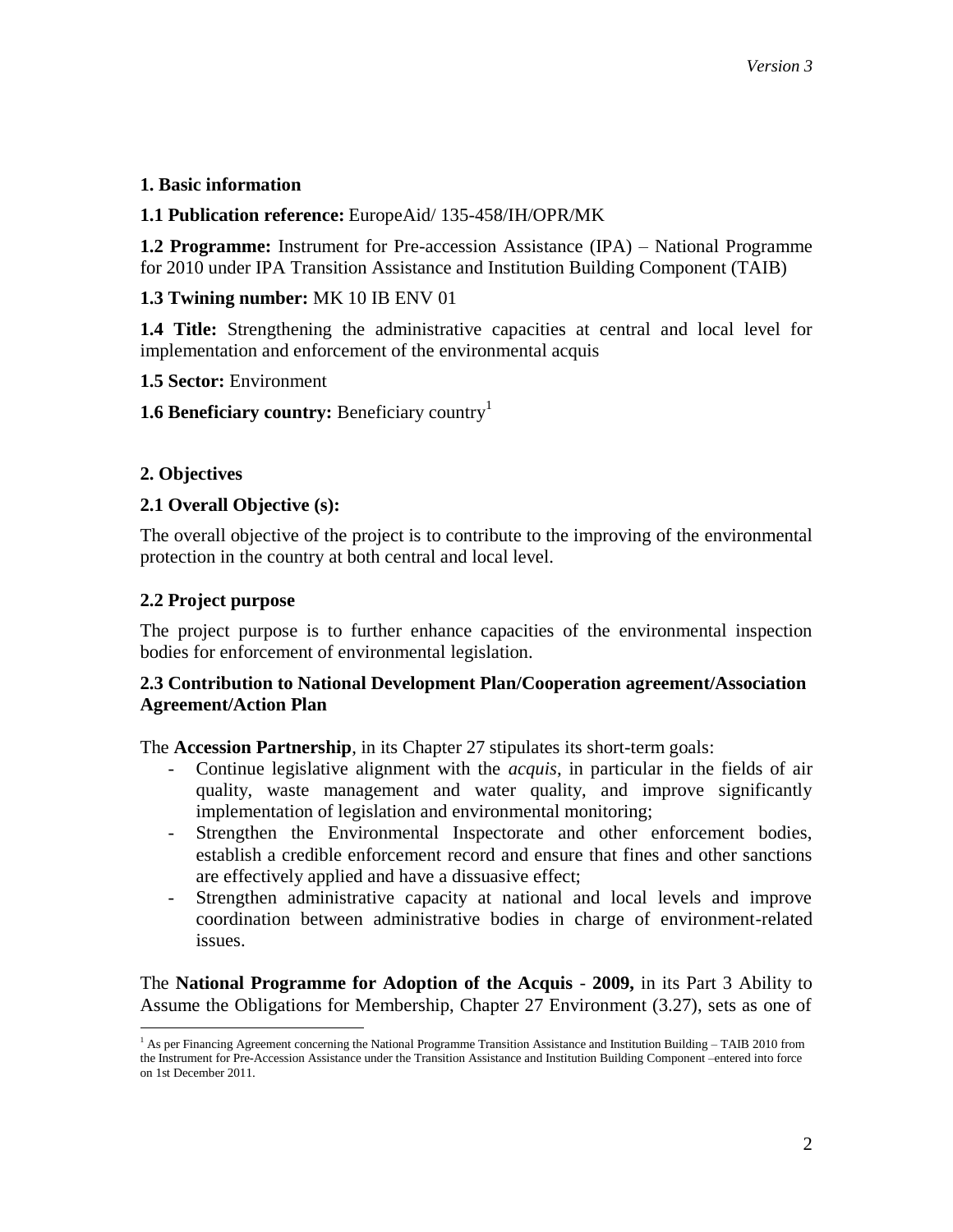## 1. Basic information

**1.1 Publication reference:** EuropeAid/ 135-458/IH/OPR/MK

**1.2 Programme:** Instrument for Pre-accession Assistance (IPA) – National Programme for 2010 under IPA Transition Assistance and Institution Building Component (TAIB)

**1.3 Twining number:** MK 10 IB ENV 01

**1.4 Title:** Strengthening the administrative capacities at central and local level for implementation and enforcement of the environmental acquis

**1.5 Sector:** Environment

**1.6 Beneficiary country:** Beneficiary country[1]

## 2. Objectives

### 2.1 Overall Objective (s):

The overall objective of the project is to contribute to the improving of the environmental protection in the country at both central and local level.

### 2.2 Project purpose

The project purpose is to further enhance capacities of the environmental inspection bodies for enforcement of environmental legislation.

### 2.3 Contribution to National Development Plan/Cooperation agreement/Association Agreement/Action Plan

The **Accession Partnership**, in its Chapter 27 stipulates its short-term goals:

- Continue legislative alignment with the *acquis*, in particular in the fields of air quality, waste management and water quality, and improve significantly implementation of legislation and environmental monitoring;
- Strengthen the Environmental Inspectorate and other enforcement bodies, establish a credible enforcement record and ensure that fines and other sanctions are effectively applied and have a dissuasive effect;
- Strengthen administrative capacity at national and local levels and improve coordination between administrative bodies in charge of environment-related issues.

The **National Programme for Adoption of the Acquis - 2009,** in its Part 3 Ability to Assume the Obligations for Membership, Chapter 27 Environment (3.27), sets as one of

[1] As per Financing Agreement concerning the National Programme Transition Assistance and Institution Building – TAIB 2010 from the Instrument for Pre-Accession Assistance under the Transition Assistance and Institution Building Component –entered into force on 1st December 2011.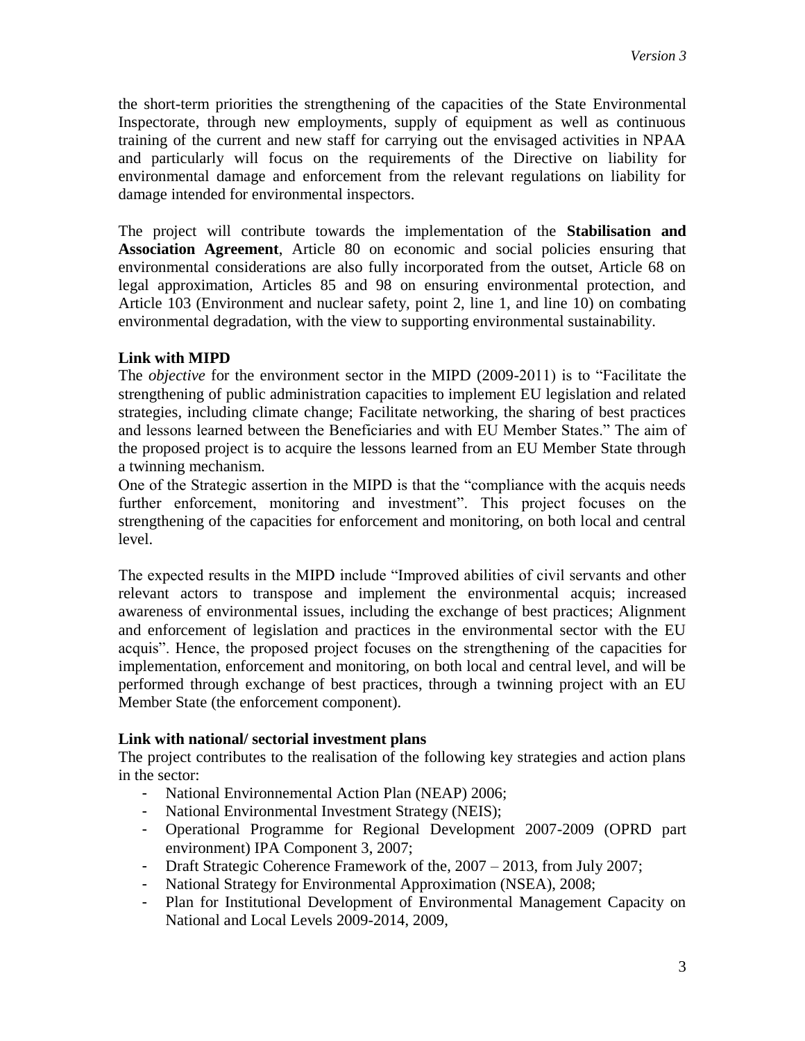the short-term priorities the strengthening of the capacities of the State Environmental Inspectorate, through new employments, supply of equipment as well as continuous training of the current and new staff for carrying out the envisaged activities in NPAA and particularly will focus on the requirements of the Directive on liability for environmental damage and enforcement from the relevant regulations on liability for damage intended for environmental inspectors.

The project will contribute towards the implementation of the **Stabilisation and Association Agreement**, Article 80 on economic and social policies ensuring that environmental considerations are also fully incorporated from the outset, Article 68 on legal approximation, Articles 85 and 98 on ensuring environmental protection, and Article 103 (Environment and nuclear safety, point 2, line 1, and line 10) on combating environmental degradation, with the view to supporting environmental sustainability.

**Link with MIPD**

The *objective* for the environment sector in the MIPD (2009-2011) is to "Facilitate the strengthening of public administration capacities to implement EU legislation and related strategies, including climate change; Facilitate networking, the sharing of best practices and lessons learned between the Beneficiaries and with EU Member States." The aim of the proposed project is to acquire the lessons learned from an EU Member State through a twinning mechanism.

One of the Strategic assertion in the MIPD is that the "compliance with the acquis needs further enforcement, monitoring and investment". This project focuses on the strengthening of the capacities for enforcement and monitoring, on both local and central level.

The expected results in the MIPD include "Improved abilities of civil servants and other relevant actors to transpose and implement the environmental acquis; increased awareness of environmental issues, including the exchange of best practices; Alignment and enforcement of legislation and practices in the environmental sector with the EU acquis". Hence, the proposed project focuses on the strengthening of the capacities for implementation, enforcement and monitoring, on both local and central level, and will be performed through exchange of best practices, through a twinning project with an EU Member State (the enforcement component).

**Link with national/ sectorial investment plans**

The project contributes to the realisation of the following key strategies and action plans in the sector:

- National Environnemental Action Plan (NEAP) 2006;
- National Environmental Investment Strategy (NEIS);
- Operational Programme for Regional Development 2007-2009 (OPRD part environment) IPA Component 3, 2007;
- Draft Strategic Coherence Framework of the, 2007 – 2013, from July 2007;
- National Strategy for Environmental Approximation (NSEA), 2008;
- Plan for Institutional Development of Environmental Management Capacity on National and Local Levels 2009-2014, 2009,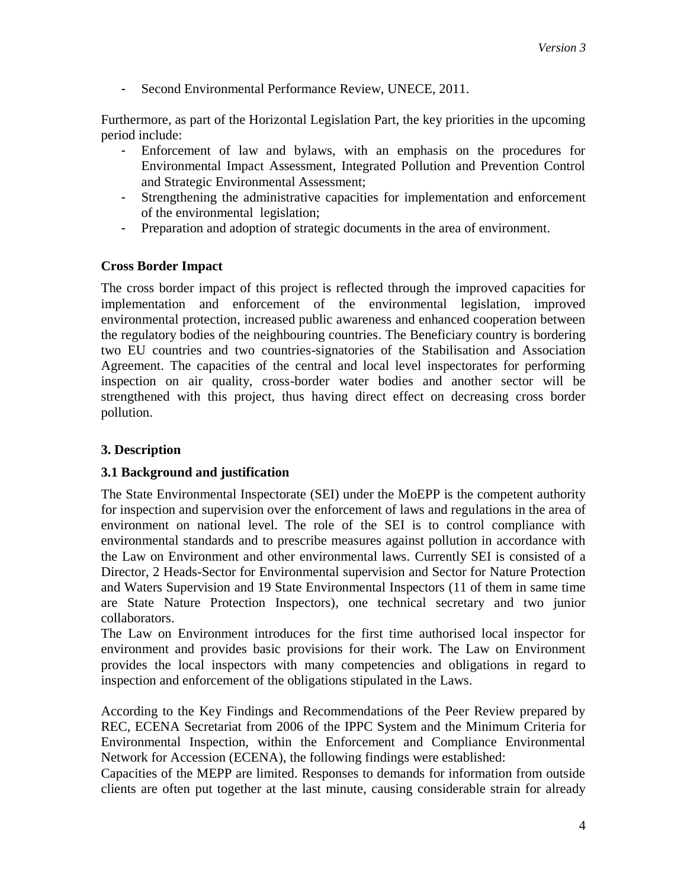- Second Environmental Performance Review, UNECE, 2011.

Furthermore, as part of the Horizontal Legislation Part, the key priorities in the upcoming period include:

- Enforcement of law and bylaws, with an emphasis on the procedures for Environmental Impact Assessment, Integrated Pollution and Prevention Control and Strategic Environmental Assessment;
- Strengthening the administrative capacities for implementation and enforcement of the environmental legislation;
- Preparation and adoption of strategic documents in the area of environment.

**Cross Border Impact**

The cross border impact of this project is reflected through the improved capacities for implementation and enforcement of the environmental legislation, improved environmental protection, increased public awareness and enhanced cooperation between the regulatory bodies of the neighbouring countries. The Beneficiary country is bordering two EU countries and two countries-signatories of the Stabilisation and Association Agreement. The capacities of the central and local level inspectorates for performing inspection on air quality, cross-border water bodies and another sector will be strengthened with this project, thus having direct effect on decreasing cross border pollution.

## 3. Description

### 3.1 Background and justification

The State Environmental Inspectorate (SEI) under the MoEPP is the competent authority for inspection and supervision over the enforcement of laws and regulations in the area of environment on national level. The role of the SEI is to control compliance with environmental standards and to prescribe measures against pollution in accordance with the Law on Environment and other environmental laws. Currently SEI is consisted of a Director, 2 Heads-Sector for Environmental supervision and Sector for Nature Protection and Waters Supervision and 19 State Environmental Inspectors (11 of them in same time are State Nature Protection Inspectors), one technical secretary and two junior collaborators.

The Law on Environment introduces for the first time authorised local inspector for environment and provides basic provisions for their work. The Law on Environment provides the local inspectors with many competencies and obligations in regard to inspection and enforcement of the obligations stipulated in the Laws.

According to the Key Findings and Recommendations of the Peer Review prepared by REC, ECENA Secretariat from 2006 of the IPPC System and the Minimum Criteria for Environmental Inspection, within the Enforcement and Compliance Environmental Network for Accession (ECENA), the following findings were established:

Capacities of the MEPP are limited. Responses to demands for information from outside clients are often put together at the last minute, causing considerable strain for already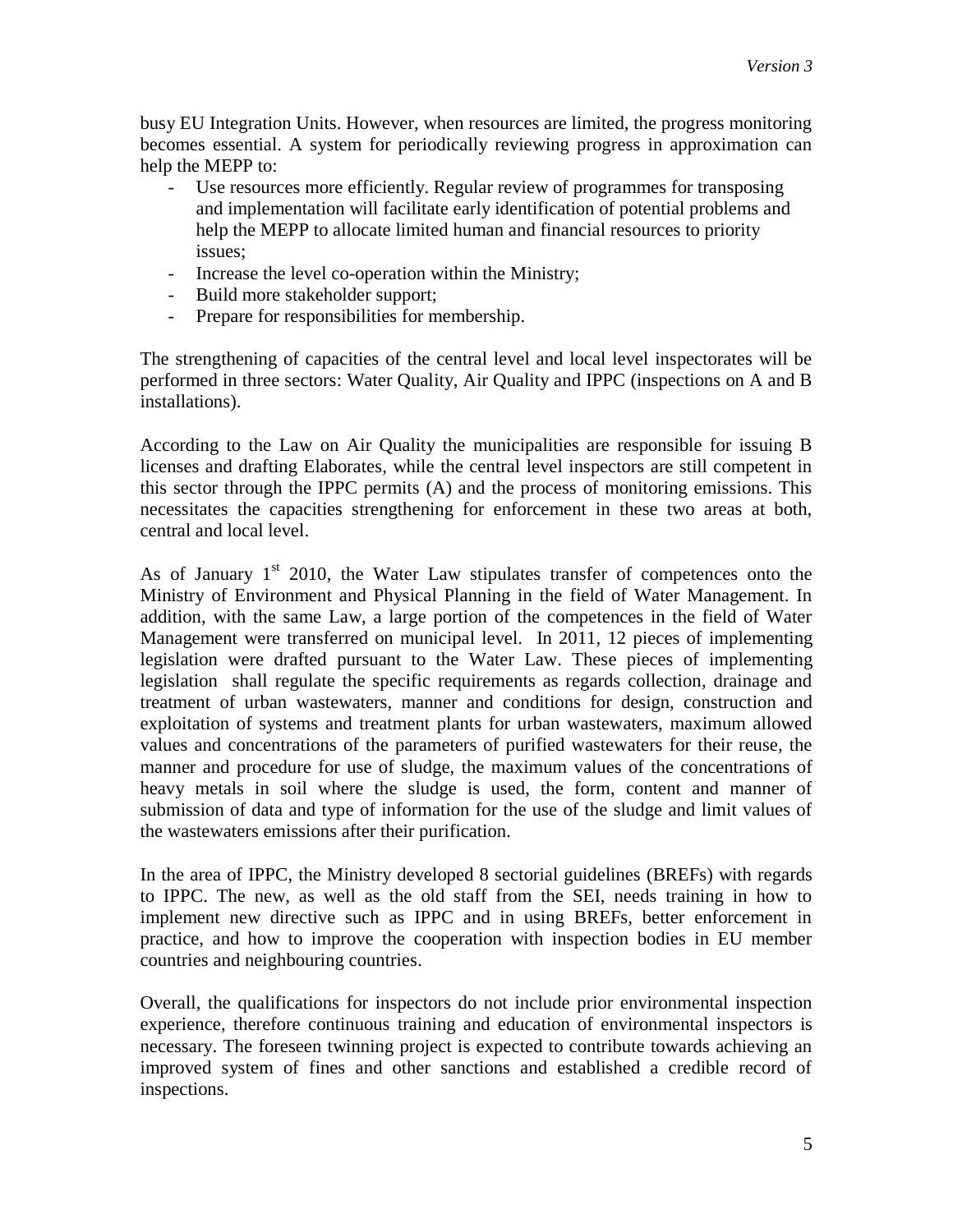busy EU Integration Units. However, when resources are limited, the progress monitoring becomes essential. A system for periodically reviewing progress in approximation can help the MEPP to:

- Use resources more efficiently. Regular review of programmes for transposing and implementation will facilitate early identification of potential problems and help the MEPP to allocate limited human and financial resources to priority issues;
- Increase the level co-operation within the Ministry;
- Build more stakeholder support;
- Prepare for responsibilities for membership.

The strengthening of capacities of the central level and local level inspectorates will be performed in three sectors: Water Quality, Air Quality and IPPC (inspections on A and B installations).

According to the Law on Air Quality the municipalities are responsible for issuing B licenses and drafting Elaborates, while the central level inspectors are still competent in this sector through the IPPC permits (A) and the process of monitoring emissions. This necessitates the capacities strengthening for enforcement in these two areas at both, central and local level.

As of January 1st 2010, the Water Law stipulates transfer of competences onto the Ministry of Environment and Physical Planning in the field of Water Management. In addition, with the same Law, a large portion of the competences in the field of Water Management were transferred on municipal level. In 2011, 12 pieces of implementing legislation were drafted pursuant to the Water Law. These pieces of implementing legislation shall regulate the specific requirements as regards collection, drainage and treatment of urban wastewaters, manner and conditions for design, construction and exploitation of systems and treatment plants for urban wastewaters, maximum allowed values and concentrations of the parameters of purified wastewaters for their reuse, the manner and procedure for use of sludge, the maximum values of the concentrations of heavy metals in soil where the sludge is used, the form, content and manner of submission of data and type of information for the use of the sludge and limit values of the wastewaters emissions after their purification.

In the area of IPPC, the Ministry developed 8 sectorial guidelines (BREFs) with regards to IPPC. The new, as well as the old staff from the SEI, needs training in how to implement new directive such as IPPC and in using BREFs, better enforcement in practice, and how to improve the cooperation with inspection bodies in EU member countries and neighbouring countries.

Overall, the qualifications for inspectors do not include prior environmental inspection experience, therefore continuous training and education of environmental inspectors is necessary. The foreseen twinning project is expected to contribute towards achieving an improved system of fines and other sanctions and established a credible record of inspections.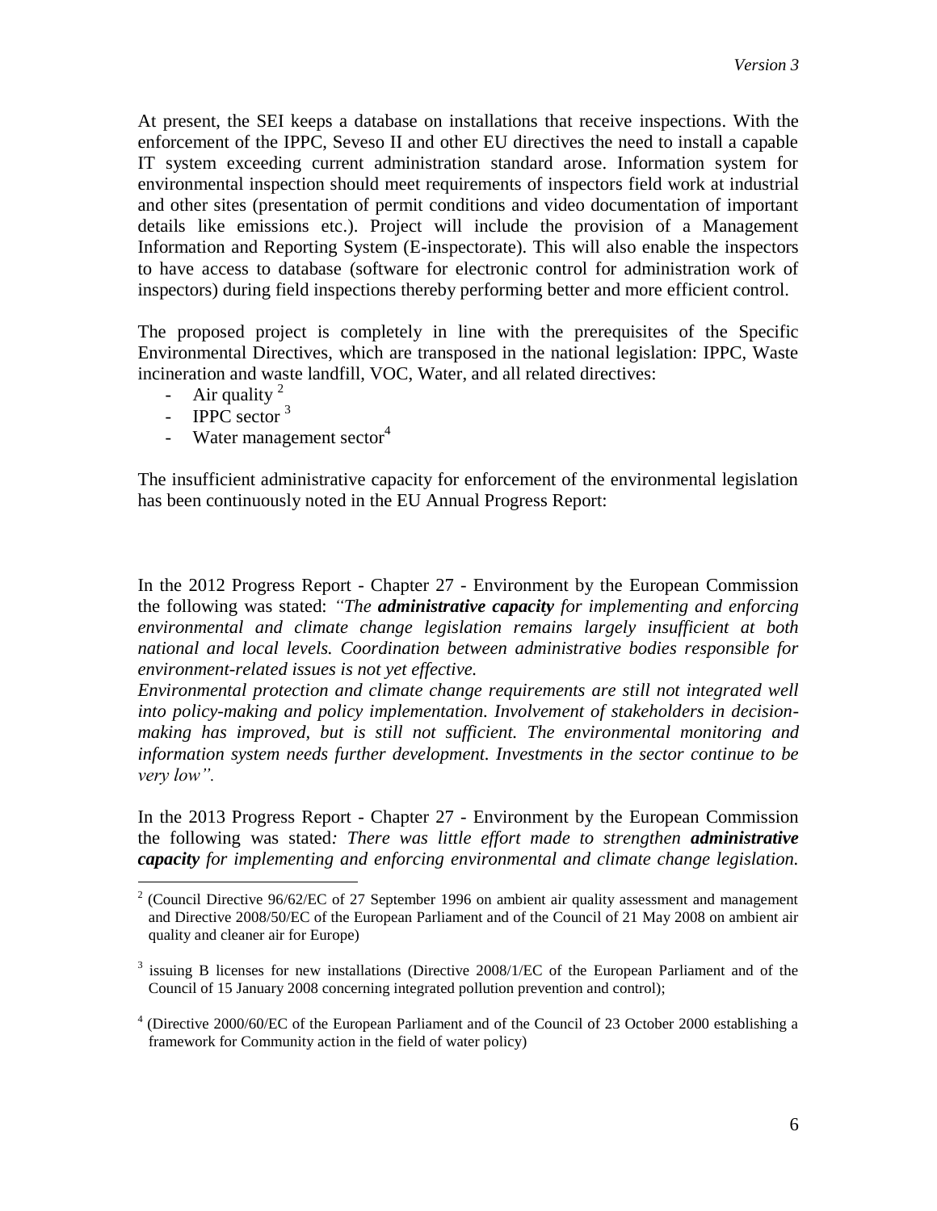At present, the SEI keeps a database on installations that receive inspections. With the enforcement of the IPPC, Seveso II and other EU directives the need to install a capable IT system exceeding current administration standard arose. Information system for environmental inspection should meet requirements of inspectors field work at industrial and other sites (presentation of permit conditions and video documentation of important details like emissions etc.). Project will include the provision of a Management Information and Reporting System (E-inspectorate). This will also enable the inspectors to have access to database (software for electronic control for administration work of inspectors) during field inspections thereby performing better and more efficient control.

The proposed project is completely in line with the prerequisites of the Specific Environmental Directives, which are transposed in the national legislation: IPPC, Waste incineration and waste landfill, VOC, Water, and all related directives:

- Air quality [2]
- IPPC sector [3]
- Water management sector[4]

The insufficient administrative capacity for enforcement of the environmental legislation has been continuously noted in the EU Annual Progress Report:

In the 2012 Progress Report - Chapter 27 - Environment by the European Commission the following was stated: *"The **administrative capacity** for implementing and enforcing environmental and climate change legislation remains largely insufficient at both national and local levels. Coordination between administrative bodies responsible for environment-related issues is not yet effective.*
*Environmental protection and climate change requirements are still not integrated well into policy-making and policy implementation. Involvement of stakeholders in decision-making has improved, but is still not sufficient. The environmental monitoring and information system needs further development. Investments in the sector continue to be very low".*

In the 2013 Progress Report - Chapter 27 - Environment by the European Commission the following was stated*: There was little effort made to strengthen **administrative capacity** for implementing and enforcing environmental and climate change legislation.*

---

[2] (Council Directive 96/62/EC of 27 September 1996 on ambient air quality assessment and management and Directive 2008/50/EC of the European Parliament and of the Council of 21 May 2008 on ambient air quality and cleaner air for Europe)

[3] issuing B licenses for new installations (Directive 2008/1/EC of the European Parliament and of the Council of 15 January 2008 concerning integrated pollution prevention and control);

[4] (Directive 2000/60/EC of the European Parliament and of the Council of 23 October 2000 establishing a framework for Community action in the field of water policy)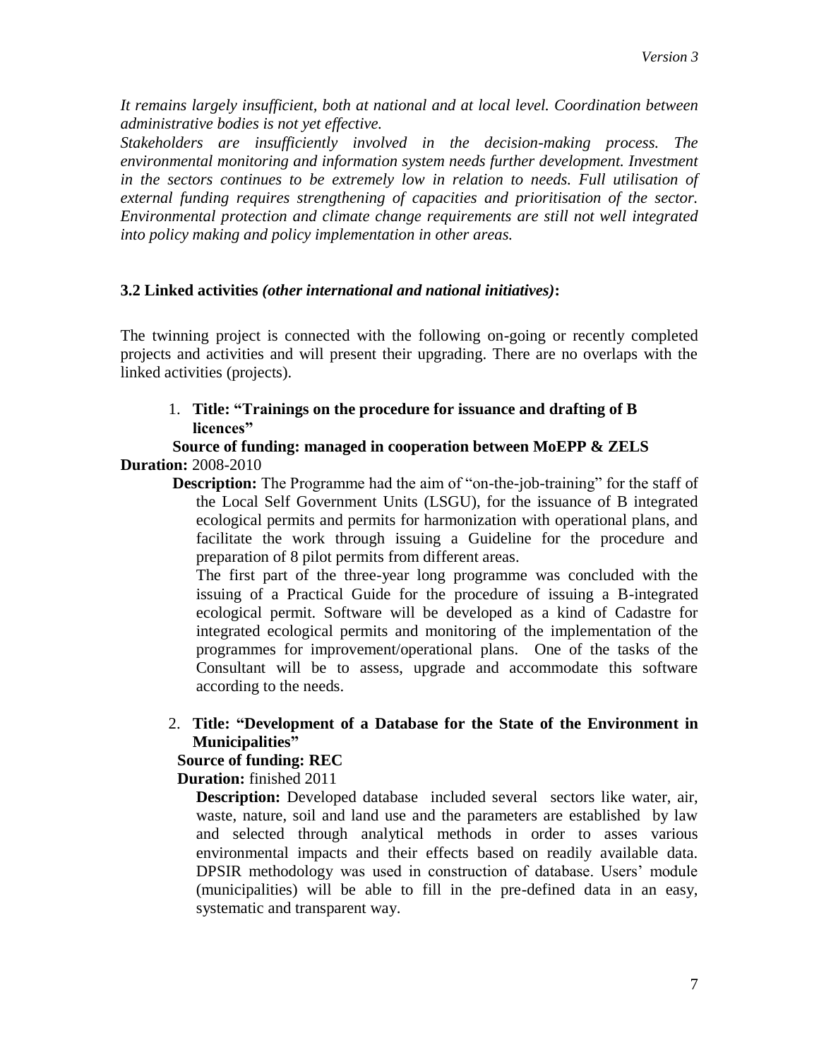*It remains largely insufficient, both at national and at local level. Coordination between administrative bodies is not yet effective.*

*Stakeholders are insufficiently involved in the decision-making process. The environmental monitoring and information system needs further development. Investment in the sectors continues to be extremely low in relation to needs. Full utilisation of external funding requires strengthening of capacities and prioritisation of the sector. Environmental protection and climate change requirements are still not well integrated into policy making and policy implementation in other areas.*

### 3.2 Linked activities *(other international and national initiatives)*:

The twinning project is connected with the following on-going or recently completed projects and activities and will present their upgrading. There are no overlaps with the linked activities (projects).

1. **Title: "Trainings on the procedure for issuance and drafting of B licences"**

   **Source of funding: managed in cooperation between MoEPP & ZELS**

   **Duration:** 2008-2010

   **Description:** The Programme had the aim of "on-the-job-training" for the staff of the Local Self Government Units (LSGU), for the issuance of B integrated ecological permits and permits for harmonization with operational plans, and facilitate the work through issuing a Guideline for the procedure and preparation of 8 pilot permits from different areas.

   The first part of the three-year long programme was concluded with the issuing of a Practical Guide for the procedure of issuing a B-integrated ecological permit. Software will be developed as a kind of Cadastre for integrated ecological permits and monitoring of the implementation of the programmes for improvement/operational plans. One of the tasks of the Consultant will be to assess, upgrade and accommodate this software according to the needs.

2. **Title: "Development of a Database for the State of the Environment in Municipalities"**

   **Source of funding: REC**

   **Duration:** finished 2011

   **Description:** Developed database included several sectors like water, air, waste, nature, soil and land use and the parameters are established by law and selected through analytical methods in order to asses various environmental impacts and their effects based on readily available data. DPSIR methodology was used in construction of database. Users' module (municipalities) will be able to fill in the pre-defined data in an easy, systematic and transparent way.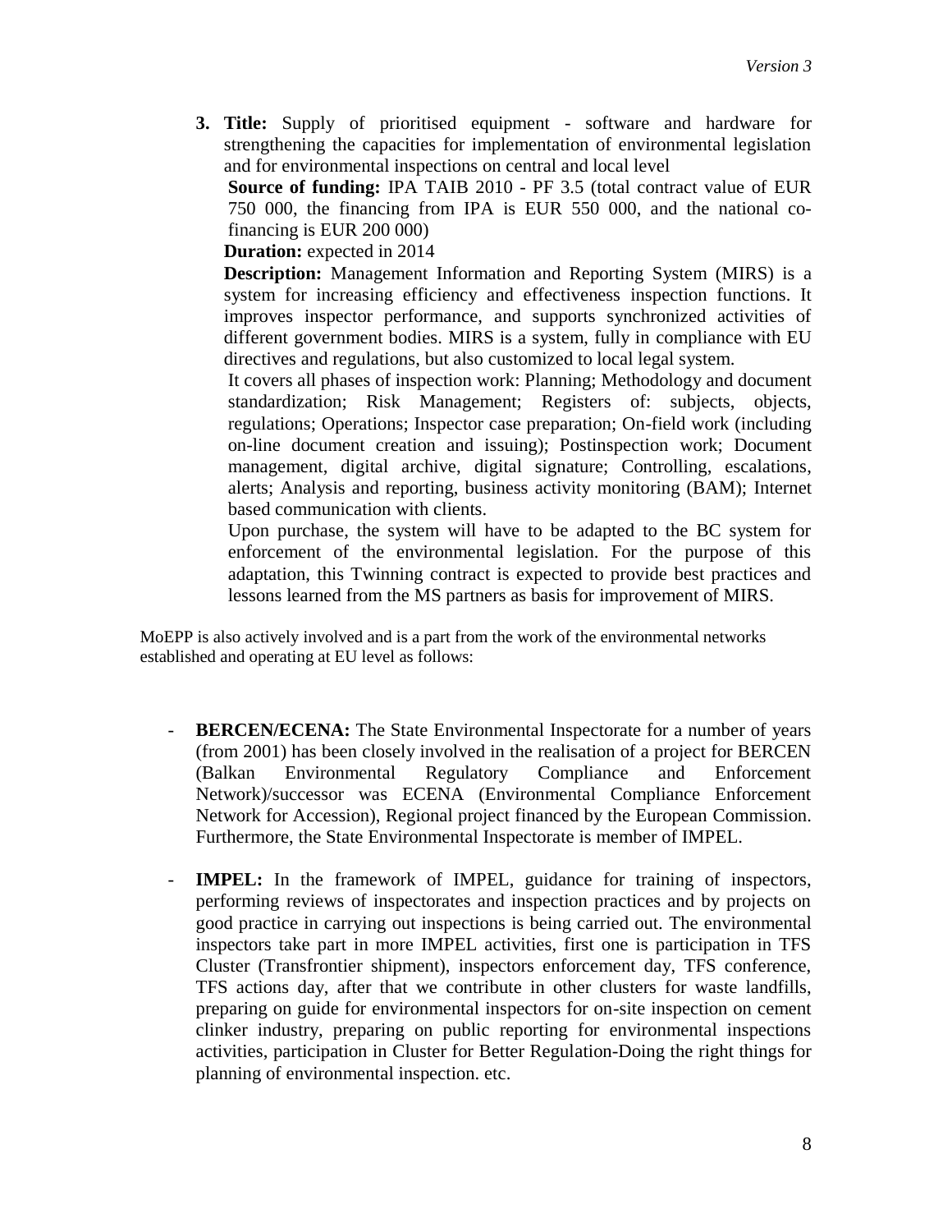3. **Title:** Supply of prioritised equipment - software and hardware for strengthening the capacities for implementation of environmental legislation and for environmental inspections on central and local level

   **Source of funding:** IPA TAIB 2010 - PF 3.5 (total contract value of EUR 750 000, the financing from IPA is EUR 550 000, and the national co-financing is EUR 200 000)

   **Duration:** expected in 2014

   **Description:** Management Information and Reporting System (MIRS) is a system for increasing efficiency and effectiveness inspection functions. It improves inspector performance, and supports synchronized activities of different government bodies. MIRS is a system, fully in compliance with EU directives and regulations, but also customized to local legal system.

   It covers all phases of inspection work: Planning; Methodology and document standardization; Risk Management; Registers of: subjects, objects, regulations; Operations; Inspector case preparation; On-field work (including on-line document creation and issuing); Postinspection work; Document management, digital archive, digital signature; Controlling, escalations, alerts; Analysis and reporting, business activity monitoring (BAM); Internet based communication with clients.

   Upon purchase, the system will have to be adapted to the BC system for enforcement of the environmental legislation. For the purpose of this adaptation, this Twinning contract is expected to provide best practices and lessons learned from the MS partners as basis for improvement of MIRS.

MoEPP is also actively involved and is a part from the work of the environmental networks established and operating at EU level as follows:

- **BERCEN/ECENA:** The State Environmental Inspectorate for a number of years (from 2001) has been closely involved in the realisation of a project for BERCEN (Balkan Environmental Regulatory Compliance and Enforcement Network)/successor was ECENA (Environmental Compliance Enforcement Network for Accession), Regional project financed by the European Commission. Furthermore, the State Environmental Inspectorate is member of IMPEL.

- **IMPEL:** In the framework of IMPEL, guidance for training of inspectors, performing reviews of inspectorates and inspection practices and by projects on good practice in carrying out inspections is being carried out. The environmental inspectors take part in more IMPEL activities, first one is participation in TFS Cluster (Transfrontier shipment), inspectors enforcement day, TFS conference, TFS actions day, after that we contribute in other clusters for waste landfills, preparing on guide for environmental inspectors for on-site inspection on cement clinker industry, preparing on public reporting for environmental inspections activities, participation in Cluster for Better Regulation-Doing the right things for planning of environmental inspection. etc.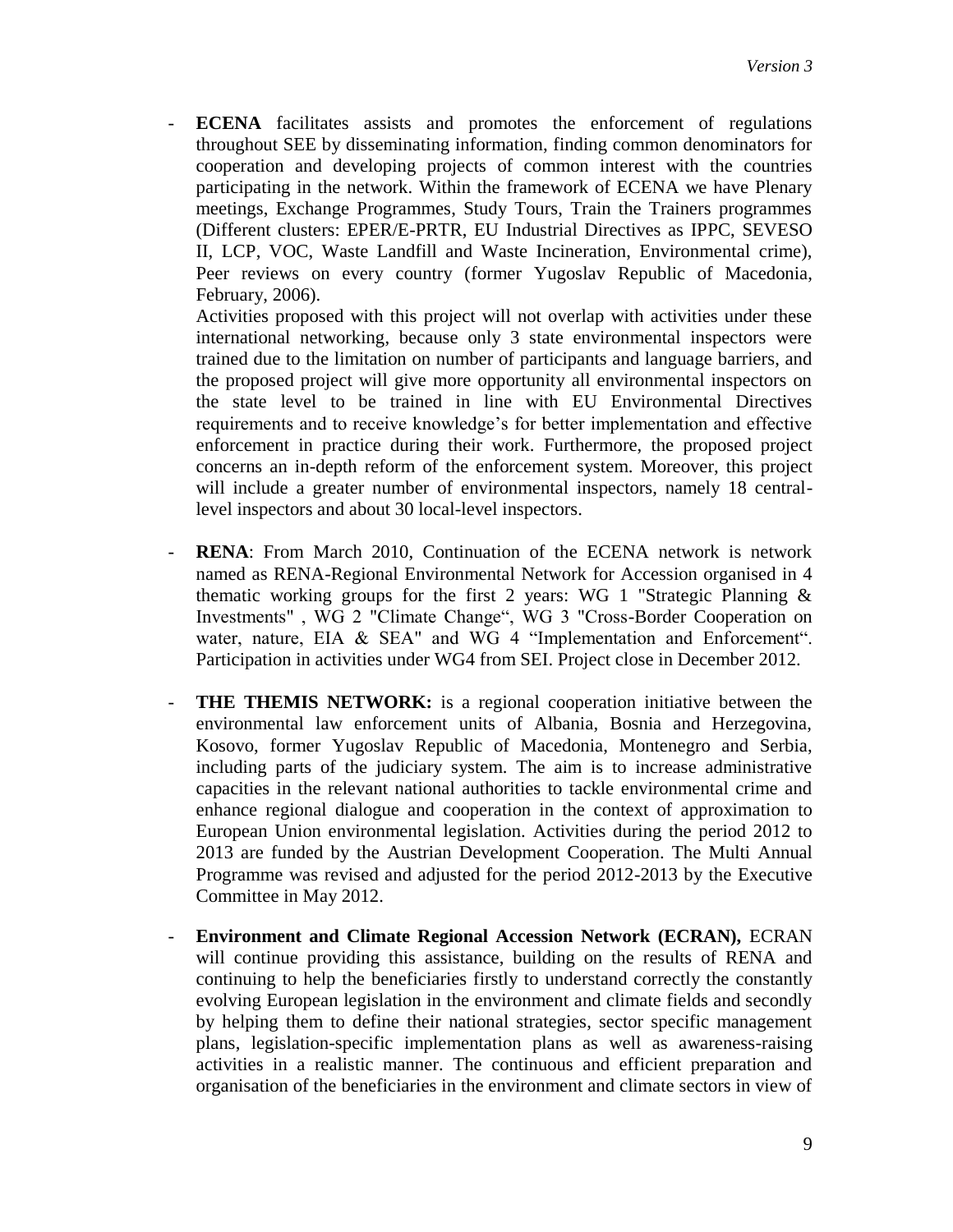- **ECENA** facilitates assists and promotes the enforcement of regulations throughout SEE by disseminating information, finding common denominators for cooperation and developing projects of common interest with the countries participating in the network. Within the framework of ECENA we have Plenary meetings, Exchange Programmes, Study Tours, Train the Trainers programmes (Different clusters: EPER/E-PRTR, EU Industrial Directives as IPPC, SEVESO II, LCP, VOC, Waste Landfill and Waste Incineration, Environmental crime), Peer reviews on every country (former Yugoslav Republic of Macedonia, February, 2006).

  Activities proposed with this project will not overlap with activities under these international networking, because only 3 state environmental inspectors were trained due to the limitation on number of participants and language barriers, and the proposed project will give more opportunity all environmental inspectors on the state level to be trained in line with EU Environmental Directives requirements and to receive knowledge's for better implementation and effective enforcement in practice during their work. Furthermore, the proposed project concerns an in-depth reform of the enforcement system. Moreover, this project will include a greater number of environmental inspectors, namely 18 central-level inspectors and about 30 local-level inspectors.

- **RENA**: From March 2010, Continuation of the ECENA network is network named as RENA-Regional Environmental Network for Accession organised in 4 thematic working groups for the first 2 years: WG 1 "Strategic Planning & Investments" , WG 2 "Climate Change", WG 3 "Cross-Border Cooperation on water, nature, EIA & SEA" and WG 4 "Implementation and Enforcement". Participation in activities under WG4 from SEI. Project close in December 2012.

- **THE THEMIS NETWORK:** is a regional cooperation initiative between the environmental law enforcement units of Albania, Bosnia and Herzegovina, Kosovo, former Yugoslav Republic of Macedonia, Montenegro and Serbia, including parts of the judiciary system. The aim is to increase administrative capacities in the relevant national authorities to tackle environmental crime and enhance regional dialogue and cooperation in the context of approximation to European Union environmental legislation. Activities during the period 2012 to 2013 are funded by the Austrian Development Cooperation. The Multi Annual Programme was revised and adjusted for the period 2012-2013 by the Executive Committee in May 2012.

- **Environment and Climate Regional Accession Network (ECRAN),** ECRAN will continue providing this assistance, building on the results of RENA and continuing to help the beneficiaries firstly to understand correctly the constantly evolving European legislation in the environment and climate fields and secondly by helping them to define their national strategies, sector specific management plans, legislation-specific implementation plans as well as awareness-raising activities in a realistic manner. The continuous and efficient preparation and organisation of the beneficiaries in the environment and climate sectors in view of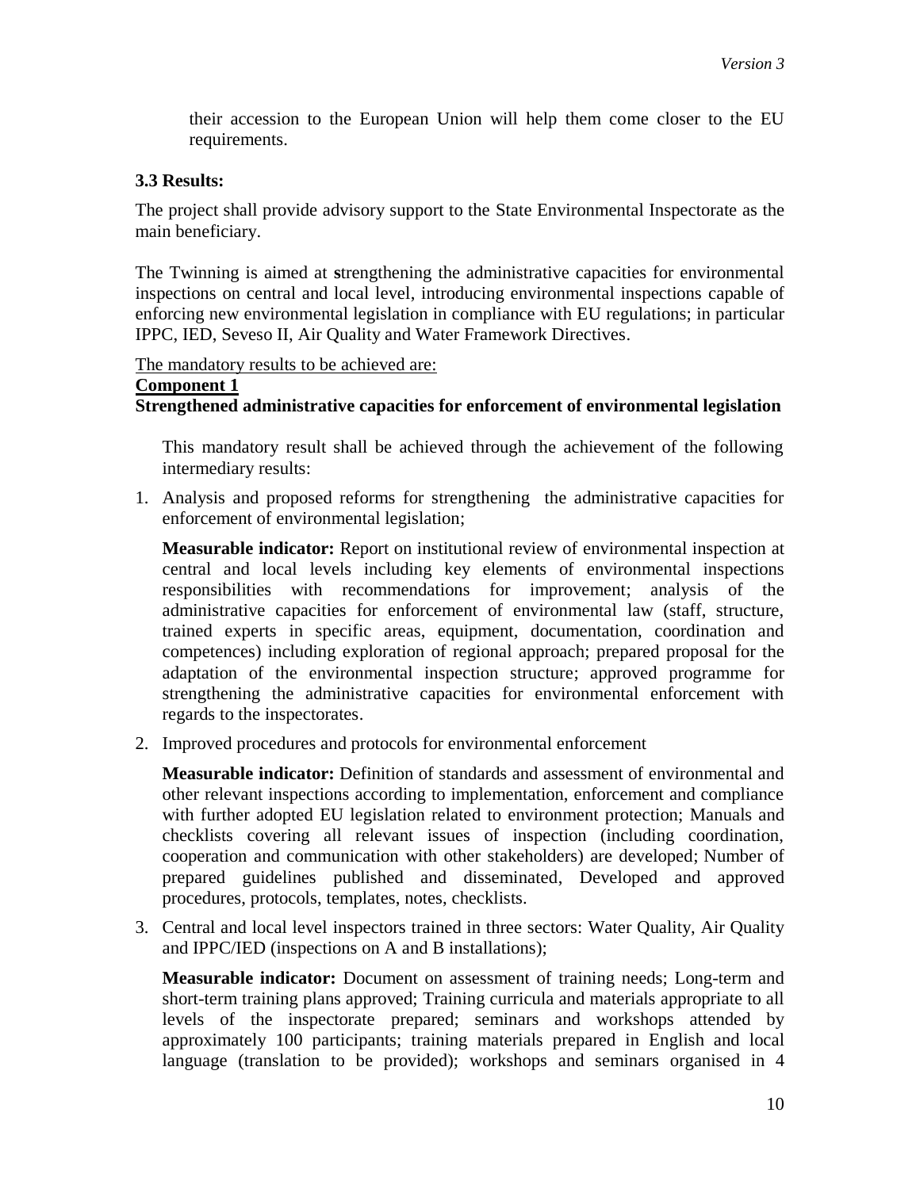their accession to the European Union will help them come closer to the EU requirements.

### 3.3 Results:

The project shall provide advisory support to the State Environmental Inspectorate as the main beneficiary.

The Twinning is aimed at **s**trengthening the administrative capacities for environmental inspections on central and local level, introducing environmental inspections capable of enforcing new environmental legislation in compliance with EU regulations; in particular IPPC, IED, Seveso II, Air Quality and Water Framework Directives.

The mandatory results to be achieved are:

**Component 1**

**Strengthened administrative capacities for enforcement of environmental legislation**

This mandatory result shall be achieved through the achievement of the following intermediary results:

1. Analysis and proposed reforms for strengthening the administrative capacities for enforcement of environmental legislation;

   **Measurable indicator:** Report on institutional review of environmental inspection at central and local levels including key elements of environmental inspections responsibilities with recommendations for improvement; analysis of the administrative capacities for enforcement of environmental law (staff, structure, trained experts in specific areas, equipment, documentation, coordination and competences) including exploration of regional approach; prepared proposal for the adaptation of the environmental inspection structure; approved programme for strengthening the administrative capacities for environmental enforcement with regards to the inspectorates.

2. Improved procedures and protocols for environmental enforcement

   **Measurable indicator:** Definition of standards and assessment of environmental and other relevant inspections according to implementation, enforcement and compliance with further adopted EU legislation related to environment protection; Manuals and checklists covering all relevant issues of inspection (including coordination, cooperation and communication with other stakeholders) are developed; Number of prepared guidelines published and disseminated, Developed and approved procedures, protocols, templates, notes, checklists.

3. Central and local level inspectors trained in three sectors: Water Quality, Air Quality and IPPC/IED (inspections on A and B installations);

   **Measurable indicator:** Document on assessment of training needs; Long-term and short-term training plans approved; Training curricula and materials appropriate to all levels of the inspectorate prepared; seminars and workshops attended by approximately 100 participants; training materials prepared in English and local language (translation to be provided); workshops and seminars organised in 4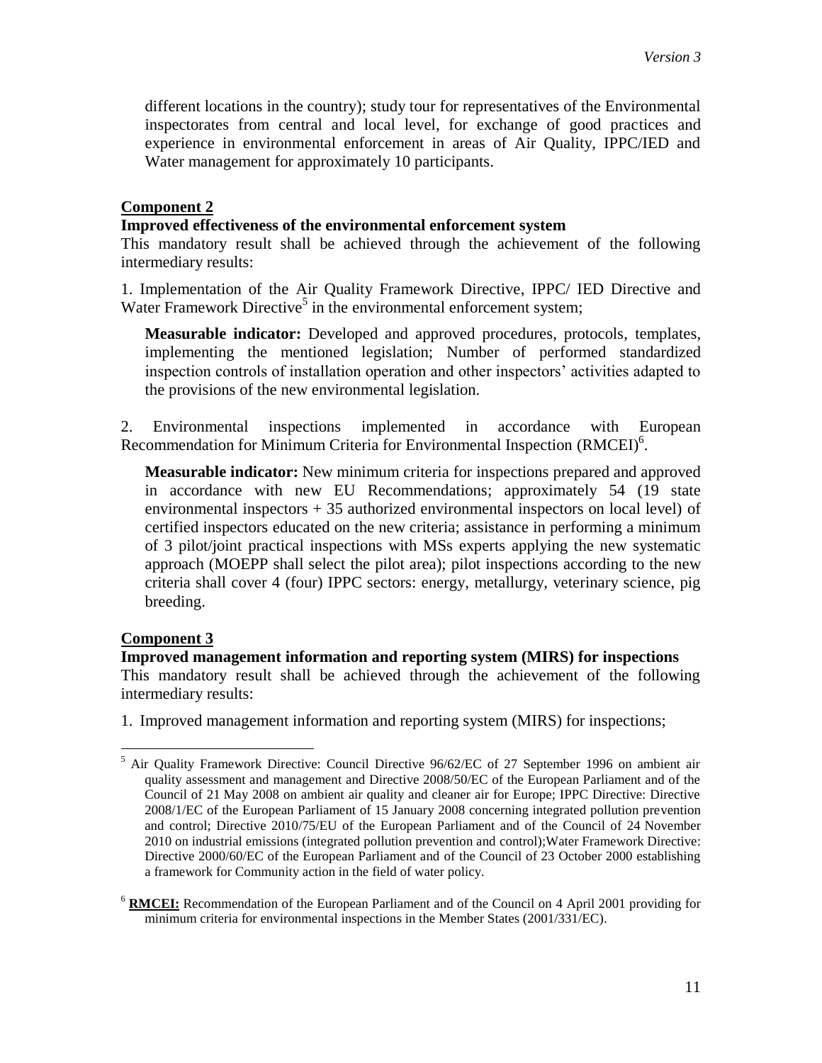different locations in the country); study tour for representatives of the Environmental inspectorates from central and local level, for exchange of good practices and experience in environmental enforcement in areas of Air Quality, IPPC/IED and Water management for approximately 10 participants.

**Component 2**

**Improved effectiveness of the environmental enforcement system**

This mandatory result shall be achieved through the achievement of the following intermediary results:

1. Implementation of the Air Quality Framework Directive, IPPC/ IED Directive and Water Framework Directive[5] in the environmental enforcement system;

   **Measurable indicator:** Developed and approved procedures, protocols, templates, implementing the mentioned legislation; Number of performed standardized inspection controls of installation operation and other inspectors' activities adapted to the provisions of the new environmental legislation.

2. Environmental inspections implemented in accordance with European Recommendation for Minimum Criteria for Environmental Inspection (RMCEI)[6].

   **Measurable indicator:** New minimum criteria for inspections prepared and approved in accordance with new EU Recommendations; approximately 54 (19 state environmental inspectors + 35 authorized environmental inspectors on local level) of certified inspectors educated on the new criteria; assistance in performing a minimum of 3 pilot/joint practical inspections with MSs experts applying the new systematic approach (MOEPP shall select the pilot area); pilot inspections according to the new criteria shall cover 4 (four) IPPC sectors: energy, metallurgy, veterinary science, pig breeding.

**Component 3**

**Improved management information and reporting system (MIRS) for inspections**

This mandatory result shall be achieved through the achievement of the following intermediary results:

1. Improved management information and reporting system (MIRS) for inspections;

---

[5] Air Quality Framework Directive: Council Directive 96/62/EC of 27 September 1996 on ambient air quality assessment and management and Directive 2008/50/EC of the European Parliament and of the Council of 21 May 2008 on ambient air quality and cleaner air for Europe; IPPC Directive: Directive 2008/1/EC of the European Parliament of 15 January 2008 concerning integrated pollution prevention and control; Directive 2010/75/EU of the European Parliament and of the Council of 24 November 2010 on industrial emissions (integrated pollution prevention and control);Water Framework Directive: Directive 2000/60/EC of the European Parliament and of the Council of 23 October 2000 establishing a framework for Community action in the field of water policy.

[6] **RMCEI:** Recommendation of the European Parliament and of the Council on 4 April 2001 providing for minimum criteria for environmental inspections in the Member States (2001/331/EC).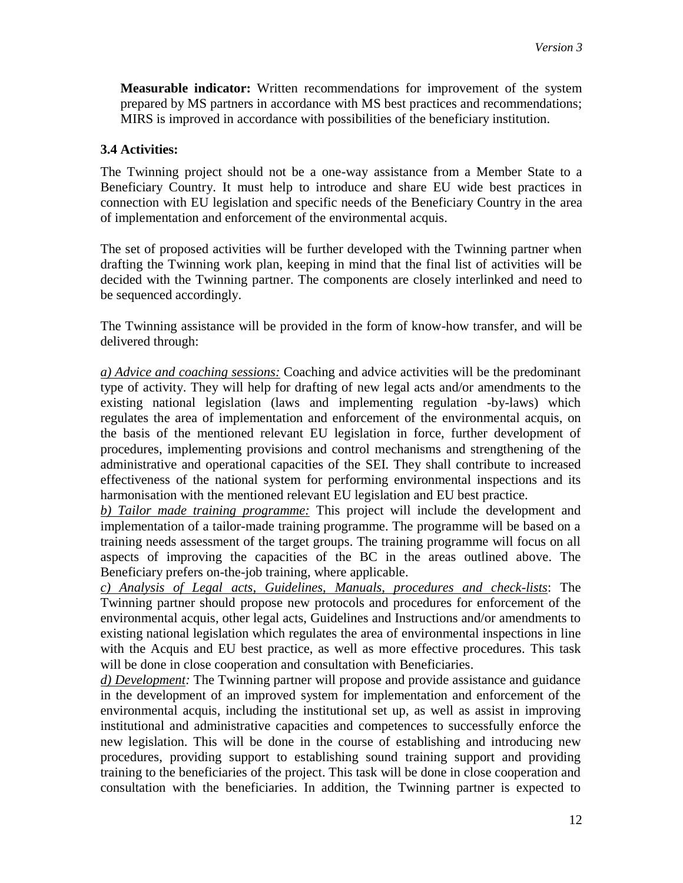**Measurable indicator:** Written recommendations for improvement of the system prepared by MS partners in accordance with MS best practices and recommendations; MIRS is improved in accordance with possibilities of the beneficiary institution.

### 3.4 Activities:

The Twinning project should not be a one-way assistance from a Member State to a Beneficiary Country. It must help to introduce and share EU wide best practices in connection with EU legislation and specific needs of the Beneficiary Country in the area of implementation and enforcement of the environmental acquis.

The set of proposed activities will be further developed with the Twinning partner when drafting the Twinning work plan, keeping in mind that the final list of activities will be decided with the Twinning partner. The components are closely interlinked and need to be sequenced accordingly.

The Twinning assistance will be provided in the form of know-how transfer, and will be delivered through:

*a) Advice and coaching sessions:* Coaching and advice activities will be the predominant type of activity. They will help for drafting of new legal acts and/or amendments to the existing national legislation (laws and implementing regulation -by-laws) which regulates the area of implementation and enforcement of the environmental acquis, on the basis of the mentioned relevant EU legislation in force, further development of procedures, implementing provisions and control mechanisms and strengthening of the administrative and operational capacities of the SEI. They shall contribute to increased effectiveness of the national system for performing environmental inspections and its harmonisation with the mentioned relevant EU legislation and EU best practice.

*b) Tailor made training programme:* This project will include the development and implementation of a tailor-made training programme. The programme will be based on a training needs assessment of the target groups. The training programme will focus on all aspects of improving the capacities of the BC in the areas outlined above. The Beneficiary prefers on-the-job training, where applicable.

*c) Analysis of Legal acts, Guidelines, Manuals, procedures and check-lists*: The Twinning partner should propose new protocols and procedures for enforcement of the environmental acquis, other legal acts, Guidelines and Instructions and/or amendments to existing national legislation which regulates the area of environmental inspections in line with the Acquis and EU best practice, as well as more effective procedures. This task will be done in close cooperation and consultation with Beneficiaries.

*d) Development:* The Twinning partner will propose and provide assistance and guidance in the development of an improved system for implementation and enforcement of the environmental acquis, including the institutional set up, as well as assist in improving institutional and administrative capacities and competences to successfully enforce the new legislation. This will be done in the course of establishing and introducing new procedures, providing support to establishing sound training support and providing training to the beneficiaries of the project. This task will be done in close cooperation and consultation with the beneficiaries. In addition, the Twinning partner is expected to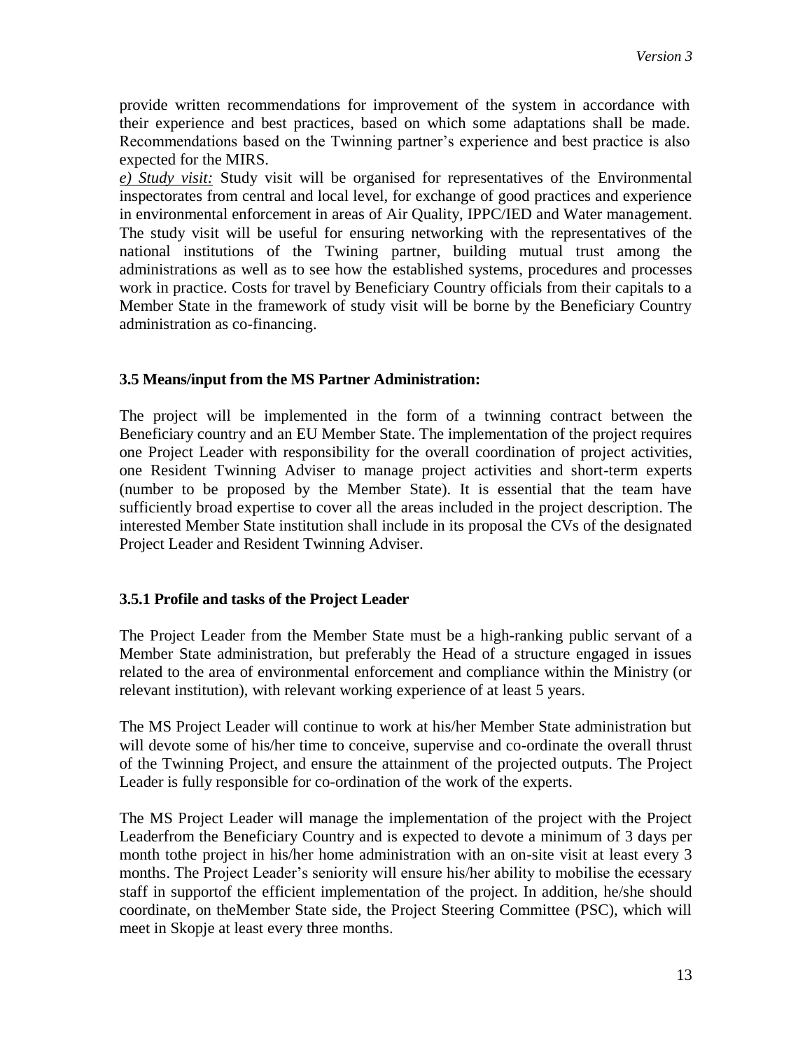provide written recommendations for improvement of the system in accordance with their experience and best practices, based on which some adaptations shall be made. Recommendations based on the Twinning partner's experience and best practice is also expected for the MIRS.

*e) Study visit:* Study visit will be organised for representatives of the Environmental inspectorates from central and local level, for exchange of good practices and experience in environmental enforcement in areas of Air Quality, IPPC/IED and Water management. The study visit will be useful for ensuring networking with the representatives of the national institutions of the Twining partner, building mutual trust among the administrations as well as to see how the established systems, procedures and processes work in practice. Costs for travel by Beneficiary Country officials from their capitals to a Member State in the framework of study visit will be borne by the Beneficiary Country administration as co-financing.

### 3.5 Means/input from the MS Partner Administration:

The project will be implemented in the form of a twinning contract between the Beneficiary country and an EU Member State. The implementation of the project requires one Project Leader with responsibility for the overall coordination of project activities, one Resident Twinning Adviser to manage project activities and short-term experts (number to be proposed by the Member State). It is essential that the team have sufficiently broad expertise to cover all the areas included in the project description. The interested Member State institution shall include in its proposal the CVs of the designated Project Leader and Resident Twinning Adviser.

#### 3.5.1 Profile and tasks of the Project Leader

The Project Leader from the Member State must be a high-ranking public servant of a Member State administration, but preferably the Head of a structure engaged in issues related to the area of environmental enforcement and compliance within the Ministry (or relevant institution), with relevant working experience of at least 5 years.

The MS Project Leader will continue to work at his/her Member State administration but will devote some of his/her time to conceive, supervise and co-ordinate the overall thrust of the Twinning Project, and ensure the attainment of the projected outputs. The Project Leader is fully responsible for co-ordination of the work of the experts.

The MS Project Leader will manage the implementation of the project with the Project Leaderfrom the Beneficiary Country and is expected to devote a minimum of 3 days per month tothe project in his/her home administration with an on-site visit at least every 3 months. The Project Leader's seniority will ensure his/her ability to mobilise the ecessary staff in supportof the efficient implementation of the project. In addition, he/she should coordinate, on theMember State side, the Project Steering Committee (PSC), which will meet in Skopje at least every three months.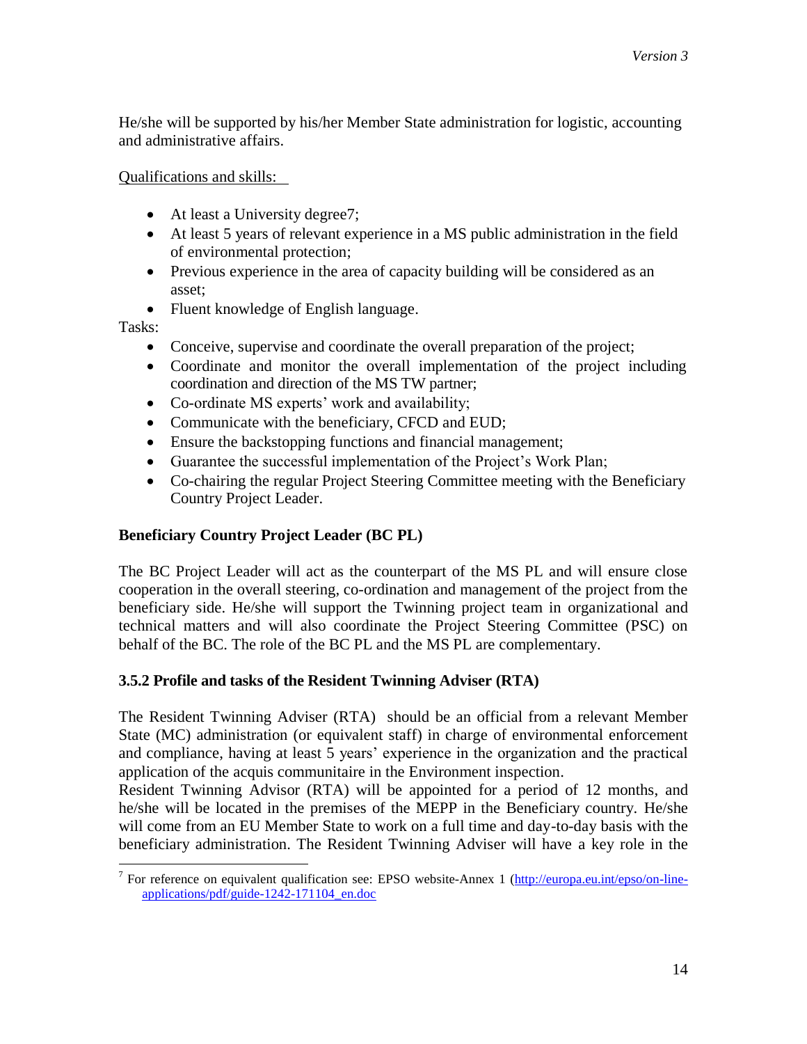He/she will be supported by his/her Member State administration for logistic, accounting and administrative affairs.

Qualifications and skills:

- At least a University degree[7];
- At least 5 years of relevant experience in a MS public administration in the field of environmental protection;
- Previous experience in the area of capacity building will be considered as an asset;
- Fluent knowledge of English language.

Tasks:

- Conceive, supervise and coordinate the overall preparation of the project;
- Coordinate and monitor the overall implementation of the project including coordination and direction of the MS TW partner;
- Co-ordinate MS experts' work and availability;
- Communicate with the beneficiary, CFCD and EUD;
- Ensure the backstopping functions and financial management;
- Guarantee the successful implementation of the Project's Work Plan;
- Co-chairing the regular Project Steering Committee meeting with the Beneficiary Country Project Leader.

**Beneficiary Country Project Leader (BC PL)**

The BC Project Leader will act as the counterpart of the MS PL and will ensure close cooperation in the overall steering, co-ordination and management of the project from the beneficiary side. He/she will support the Twinning project team in organizational and technical matters and will also coordinate the Project Steering Committee (PSC) on behalf of the BC. The role of the BC PL and the MS PL are complementary.

### 3.5.2 Profile and tasks of the Resident Twinning Adviser (RTA)

The Resident Twinning Adviser (RTA) should be an official from a relevant Member State (MC) administration (or equivalent staff) in charge of environmental enforcement and compliance, having at least 5 years' experience in the organization and the practical application of the acquis communitaire in the Environment inspection.
Resident Twinning Advisor (RTA) will be appointed for a period of 12 months, and he/she will be located in the premises of the MEPP in the Beneficiary country. He/she will come from an EU Member State to work on a full time and day-to-day basis with the beneficiary administration. The Resident Twinning Adviser will have a key role in the

[7] For reference on equivalent qualification see: EPSO website-Annex 1 (http://europa.eu.int/epso/on-line-applications/pdf/guide-1242-171104_en.doc)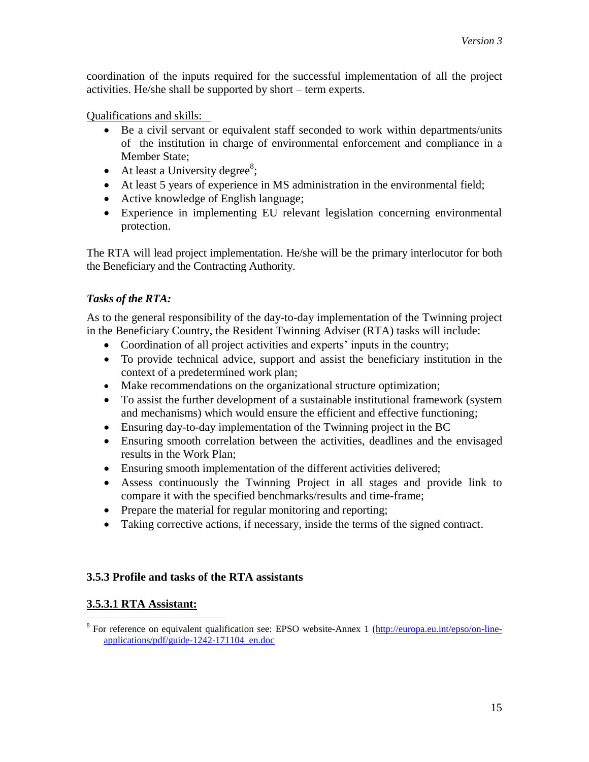coordination of the inputs required for the successful implementation of all the project activities. He/she shall be supported by short – term experts.

Qualifications and skills:

- Be a civil servant or equivalent staff seconded to work within departments/units of the institution in charge of environmental enforcement and compliance in a Member State;
- At least a University degree[8];
- At least 5 years of experience in MS administration in the environmental field;
- Active knowledge of English language;
- Experience in implementing EU relevant legislation concerning environmental protection.

The RTA will lead project implementation. He/she will be the primary interlocutor for both the Beneficiary and the Contracting Authority.

***Tasks of the RTA:***

As to the general responsibility of the day-to-day implementation of the Twinning project in the Beneficiary Country, the Resident Twinning Adviser (RTA) tasks will include:

- Coordination of all project activities and experts' inputs in the country;
- To provide technical advice, support and assist the beneficiary institution in the context of a predetermined work plan;
- Make recommendations on the organizational structure optimization;
- To assist the further development of a sustainable institutional framework (system and mechanisms) which would ensure the efficient and effective functioning;
- Ensuring day-to-day implementation of the Twinning project in the BC
- Ensuring smooth correlation between the activities, deadlines and the envisaged results in the Work Plan;
- Ensuring smooth implementation of the different activities delivered;
- Assess continuously the Twinning Project in all stages and provide link to compare it with the specified benchmarks/results and time-frame;
- Prepare the material for regular monitoring and reporting;
- Taking corrective actions, if necessary, inside the terms of the signed contract.

### 3.5.3 Profile and tasks of the RTA assistants

#### 3.5.3.1 RTA Assistant:

---

[8] For reference on equivalent qualification see: EPSO website-Annex 1 (http://europa.eu.int/epso/on-line-applications/pdf/guide-1242-171104_en.doc)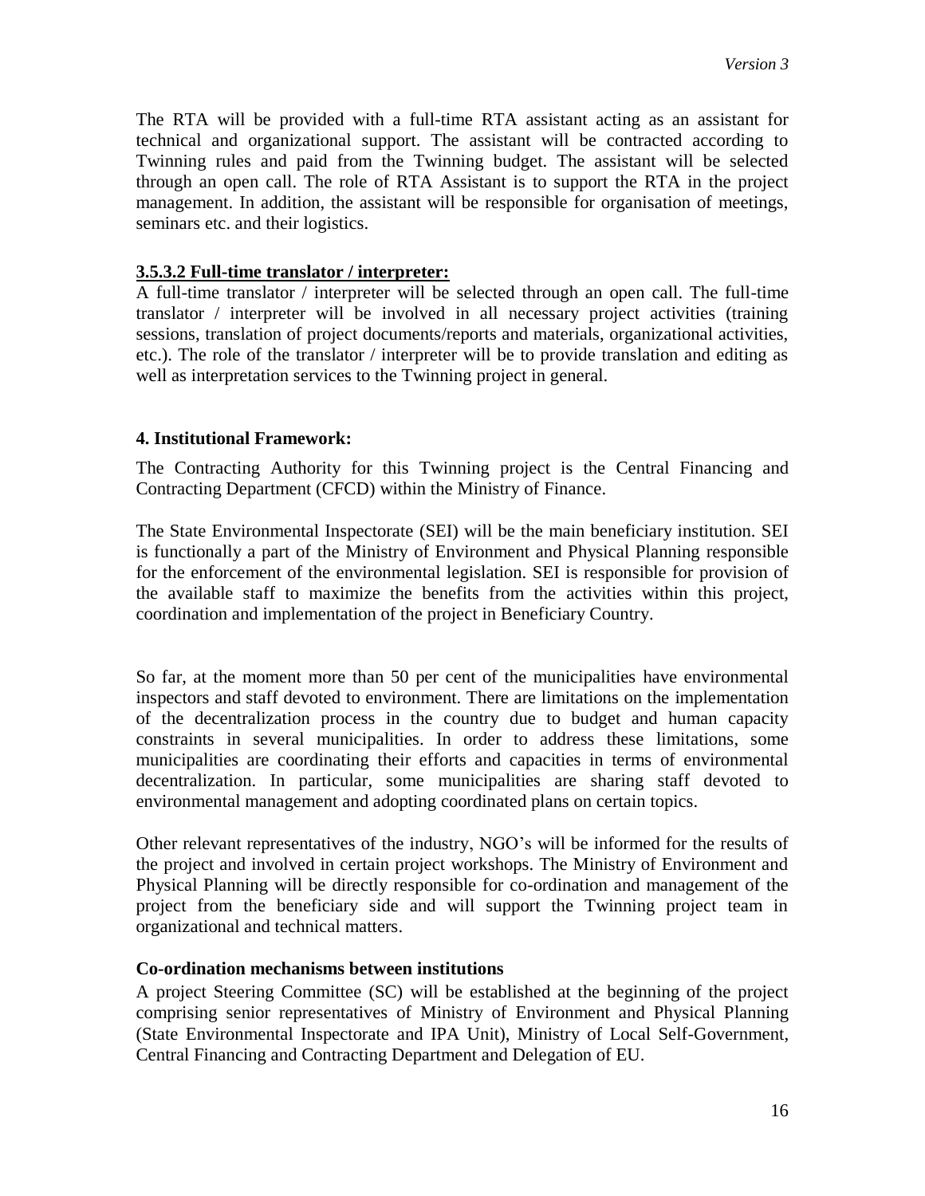The RTA will be provided with a full-time RTA assistant acting as an assistant for technical and organizational support. The assistant will be contracted according to Twinning rules and paid from the Twinning budget. The assistant will be selected through an open call. The role of RTA Assistant is to support the RTA in the project management. In addition, the assistant will be responsible for organisation of meetings, seminars etc. and their logistics.

#### 3.5.3.2 Full-time translator / interpreter:

A full-time translator / interpreter will be selected through an open call. The full-time translator / interpreter will be involved in all necessary project activities (training sessions, translation of project documents/reports and materials, organizational activities, etc.). The role of the translator / interpreter will be to provide translation and editing as well as interpretation services to the Twinning project in general.

## 4. Institutional Framework:

The Contracting Authority for this Twinning project is the Central Financing and Contracting Department (CFCD) within the Ministry of Finance.

The State Environmental Inspectorate (SEI) will be the main beneficiary institution. SEI is functionally a part of the Ministry of Environment and Physical Planning responsible for the enforcement of the environmental legislation. SEI is responsible for provision of the available staff to maximize the benefits from the activities within this project, coordination and implementation of the project in Beneficiary Country.

So far, at the moment more than 50 per cent of the municipalities have environmental inspectors and staff devoted to environment. There are limitations on the implementation of the decentralization process in the country due to budget and human capacity constraints in several municipalities. In order to address these limitations, some municipalities are coordinating their efforts and capacities in terms of environmental decentralization. In particular, some municipalities are sharing staff devoted to environmental management and adopting coordinated plans on certain topics.

Other relevant representatives of the industry, NGO's will be informed for the results of the project and involved in certain project workshops. The Ministry of Environment and Physical Planning will be directly responsible for co-ordination and management of the project from the beneficiary side and will support the Twinning project team in organizational and technical matters.

### Co-ordination mechanisms between institutions

A project Steering Committee (SC) will be established at the beginning of the project comprising senior representatives of Ministry of Environment and Physical Planning (State Environmental Inspectorate and IPA Unit), Ministry of Local Self-Government, Central Financing and Contracting Department and Delegation of EU.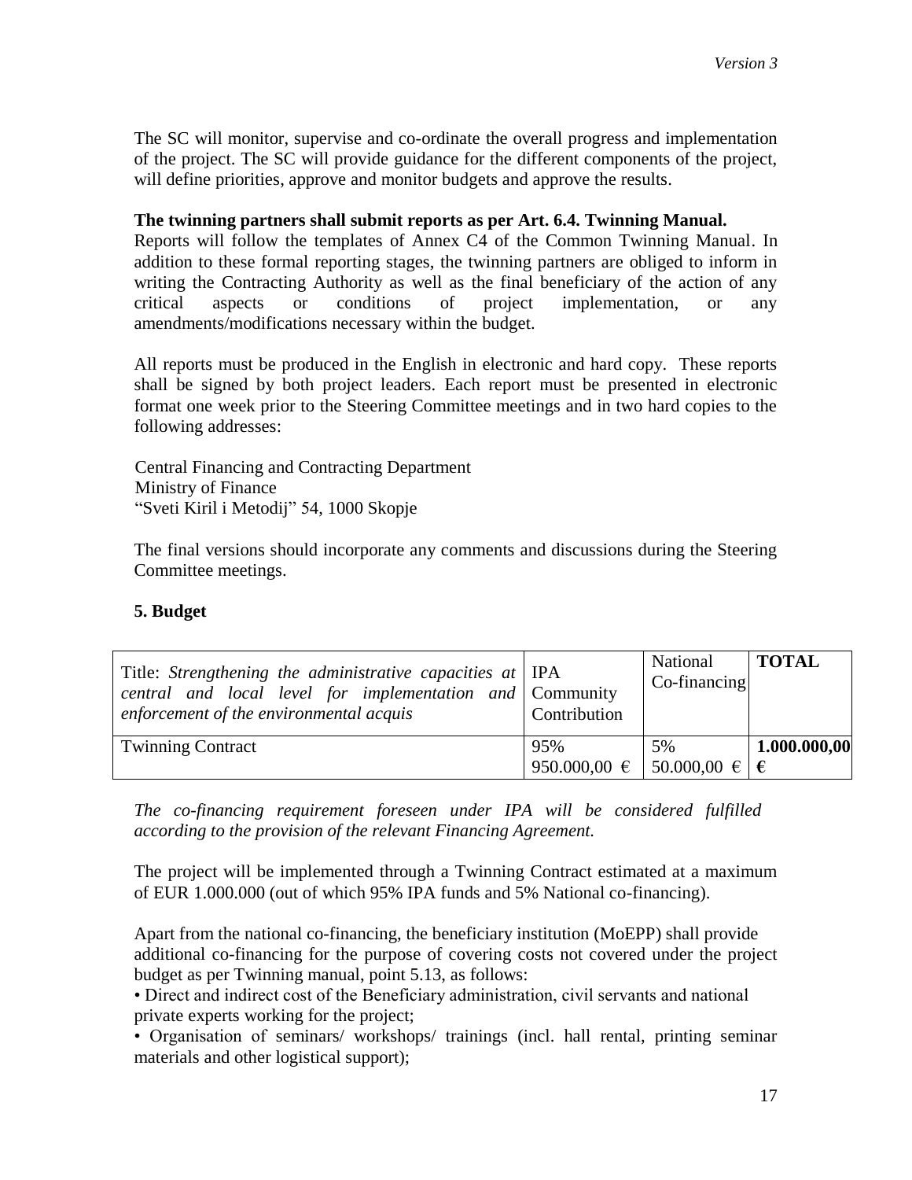The SC will monitor, supervise and co-ordinate the overall progress and implementation of the project. The SC will provide guidance for the different components of the project, will define priorities, approve and monitor budgets and approve the results.

**The twinning partners shall submit reports as per Art. 6.4. Twinning Manual.**

Reports will follow the templates of Annex C4 of the Common Twinning Manual. In addition to these formal reporting stages, the twinning partners are obliged to inform in writing the Contracting Authority as well as the final beneficiary of the action of any critical aspects or conditions of project implementation, or any amendments/modifications necessary within the budget.

All reports must be produced in the English in electronic and hard copy. These reports shall be signed by both project leaders. Each report must be presented in electronic format one week prior to the Steering Committee meetings and in two hard copies to the following addresses:

Central Financing and Contracting Department
Ministry of Finance
"Sveti Kiril i Metodij" 54, 1000 Skopje

The final versions should incorporate any comments and discussions during the Steering Committee meetings.

## 5. Budget

| Title: *Strengthening the administrative capacities at central and local level for implementation and enforcement of the environmental acquis* | IPA Community Contribution | National Co-financing | **TOTAL** |
|---|---|---|---|
| Twinning Contract | 95% 950.000,00 € | 5% 50.000,00 € | **1.000.000,00 €** |

*The co-financing requirement foreseen under IPA will be considered fulfilled according to the provision of the relevant Financing Agreement.*

The project will be implemented through a Twinning Contract estimated at a maximum of EUR 1.000.000 (out of which 95% IPA funds and 5% National co-financing).

Apart from the national co-financing, the beneficiary institution (MoEPP) shall provide additional co-financing for the purpose of covering costs not covered under the project budget as per Twinning manual, point 5.13, as follows:

- Direct and indirect cost of the Beneficiary administration, civil servants and national private experts working for the project;
- Organisation of seminars/ workshops/ trainings (incl. hall rental, printing seminar materials and other logistical support);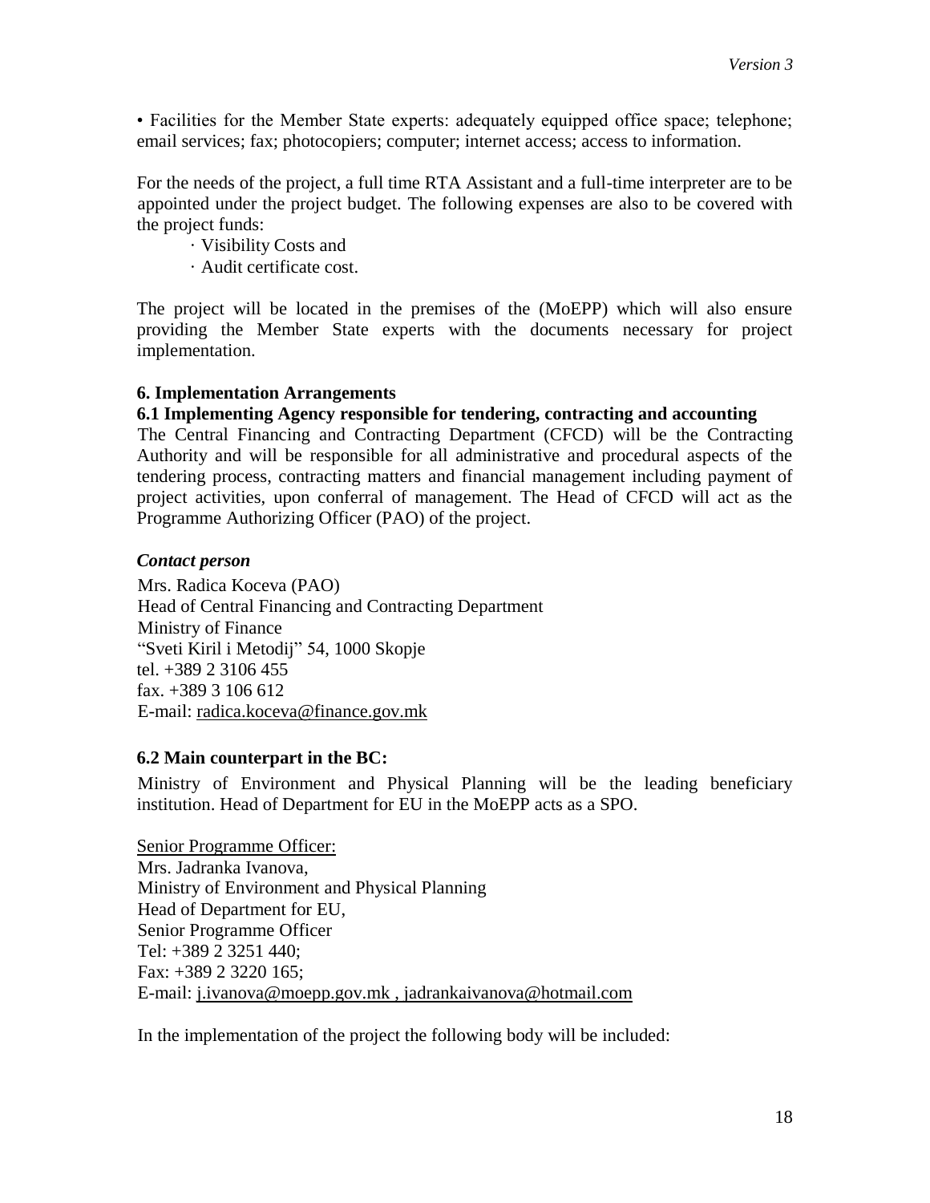• Facilities for the Member State experts: adequately equipped office space; telephone; email services; fax; photocopiers; computer; internet access; access to information.

For the needs of the project, a full time RTA Assistant and a full-time interpreter are to be appointed under the project budget. The following expenses are also to be covered with the project funds:

- Visibility Costs and
- Audit certificate cost.

The project will be located in the premises of the (MoEPP) which will also ensure providing the Member State experts with the documents necessary for project implementation.

**6. Implementation Arrangements**

**6.1 Implementing Agency responsible for tendering, contracting and accounting**

The Central Financing and Contracting Department (CFCD) will be the Contracting Authority and will be responsible for all administrative and procedural aspects of the tendering process, contracting matters and financial management including payment of project activities, upon conferral of management. The Head of CFCD will act as the Programme Authorizing Officer (PAO) of the project.

***Contact person***

Mrs. Radica Koceva (PAO)
Head of Central Financing and Contracting Department
Ministry of Finance
"Sveti Kiril i Metodij" 54, 1000 Skopje
tel. +389 2 3106 455
fax. +389 3 106 612
E-mail: radica.koceva@finance.gov.mk

**6.2 Main counterpart in the BC:**

Ministry of Environment and Physical Planning will be the leading beneficiary institution. Head of Department for EU in the MoEPP acts as a SPO.

Senior Programme Officer:
Mrs. Jadranka Ivanova,
Ministry of Environment and Physical Planning
Head of Department for EU,
Senior Programme Officer
Tel: +389 2 3251 440;
Fax: +389 2 3220 165;
E-mail: j.ivanova@moepp.gov.mk , jadrankaivanova@hotmail.com

In the implementation of the project the following body will be included: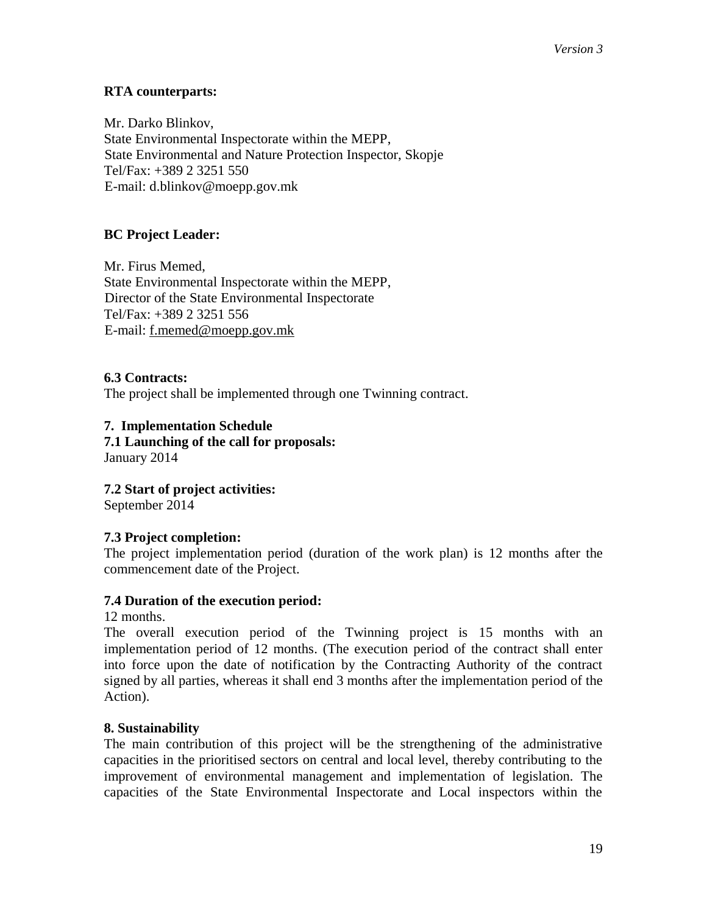**RTA counterparts:**

Mr. Darko Blinkov,
State Environmental Inspectorate within the MEPP,
State Environmental and Nature Protection Inspector, Skopje
Tel/Fax: +389 2 3251 550
E-mail: d.blinkov@moepp.gov.mk

**BC Project Leader:**

Mr. Firus Memed,
State Environmental Inspectorate within the MEPP,
Director of the State Environmental Inspectorate
Tel/Fax: +389 2 3251 556
E-mail: f.memed@moepp.gov.mk

**6.3 Contracts:**
The project shall be implemented through one Twinning contract.

**7. Implementation Schedule**

**7.1 Launching of the call for proposals:**
January 2014

**7.2 Start of project activities:**
September 2014

**7.3 Project completion:**
The project implementation period (duration of the work plan) is 12 months after the commencement date of the Project.

**7.4 Duration of the execution period:**
12 months.
The overall execution period of the Twinning project is 15 months with an implementation period of 12 months. (The execution period of the contract shall enter into force upon the date of notification by the Contracting Authority of the contract signed by all parties, whereas it shall end 3 months after the implementation period of the Action).

**8. Sustainability**
The main contribution of this project will be the strengthening of the administrative capacities in the prioritised sectors on central and local level, thereby contributing to the improvement of environmental management and implementation of legislation. The capacities of the State Environmental Inspectorate and Local inspectors within the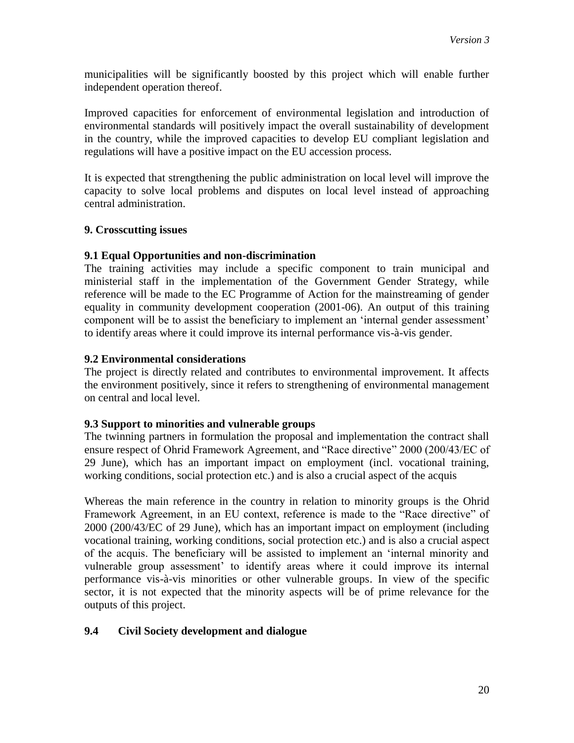municipalities will be significantly boosted by this project which will enable further independent operation thereof.

Improved capacities for enforcement of environmental legislation and introduction of environmental standards will positively impact the overall sustainability of development in the country, while the improved capacities to develop EU compliant legislation and regulations will have a positive impact on the EU accession process.

It is expected that strengthening the public administration on local level will improve the capacity to solve local problems and disputes on local level instead of approaching central administration.

## 9. Crosscutting issues

### 9.1 Equal Opportunities and non-discrimination

The training activities may include a specific component to train municipal and ministerial staff in the implementation of the Government Gender Strategy, while reference will be made to the EC Programme of Action for the mainstreaming of gender equality in community development cooperation (2001-06). An output of this training component will be to assist the beneficiary to implement an 'internal gender assessment' to identify areas where it could improve its internal performance vis-à-vis gender.

### 9.2 Environmental considerations

The project is directly related and contributes to environmental improvement. It affects the environment positively, since it refers to strengthening of environmental management on central and local level.

### 9.3 Support to minorities and vulnerable groups

The twinning partners in formulation the proposal and implementation the contract shall ensure respect of Ohrid Framework Agreement, and "Race directive" 2000 (200/43/EC of 29 June), which has an important impact on employment (incl. vocational training, working conditions, social protection etc.) and is also a crucial aspect of the acquis

Whereas the main reference in the country in relation to minority groups is the Ohrid Framework Agreement, in an EU context, reference is made to the "Race directive" of 2000 (200/43/EC of 29 June), which has an important impact on employment (including vocational training, working conditions, social protection etc.) and is also a crucial aspect of the acquis. The beneficiary will be assisted to implement an 'internal minority and vulnerable group assessment' to identify areas where it could improve its internal performance vis-à-vis minorities or other vulnerable groups. In view of the specific sector, it is not expected that the minority aspects will be of prime relevance for the outputs of this project.

### 9.4 Civil Society development and dialogue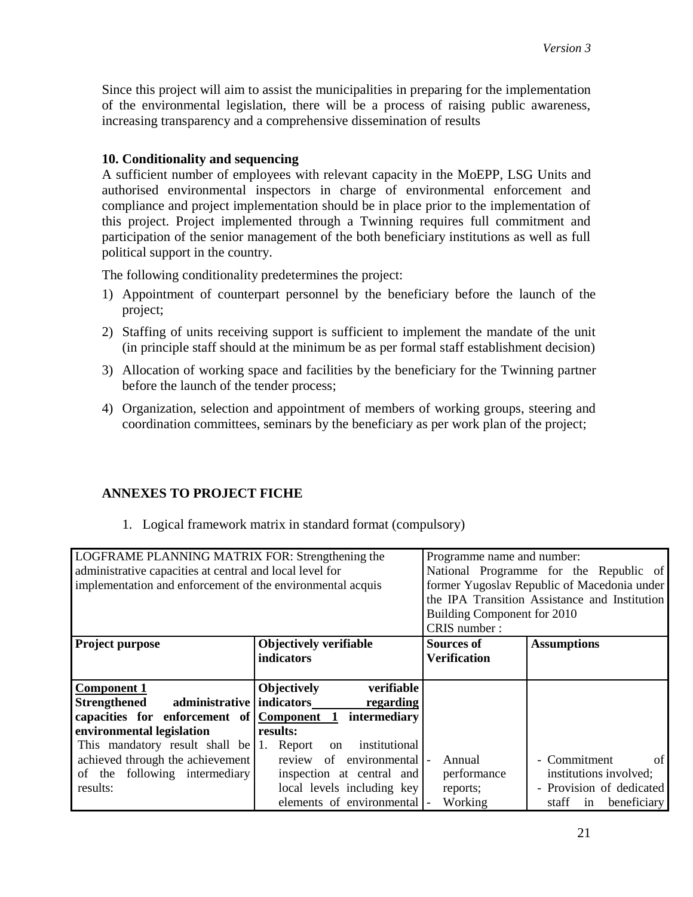Since this project will aim to assist the municipalities in preparing for the implementation of the environmental legislation, there will be a process of raising public awareness, increasing transparency and a comprehensive dissemination of results

### 10. Conditionality and sequencing

A sufficient number of employees with relevant capacity in the MoEPP, LSG Units and authorised environmental inspectors in charge of environmental enforcement and compliance and project implementation should be in place prior to the implementation of this project. Project implemented through a Twinning requires full commitment and participation of the senior management of the both beneficiary institutions as well as full political support in the country.

The following conditionality predetermines the project:

1) Appointment of counterpart personnel by the beneficiary before the launch of the project;
2) Staffing of units receiving support is sufficient to implement the mandate of the unit (in principle staff should at the minimum be as per formal staff establishment decision)
3) Allocation of working space and facilities by the beneficiary for the Twinning partner before the launch of the tender process;
4) Organization, selection and appointment of members of working groups, steering and coordination committees, seminars by the beneficiary as per work plan of the project;

### ANNEXES TO PROJECT FICHE

1. Logical framework matrix in standard format (compulsory)

| LOGFRAME PLANNING MATRIX FOR: Strengthening the administrative capacities at central and local level for implementation and enforcement of the environmental acquis | | Programme name and number: National Programme for the Republic of former Yugoslav Republic of Macedonia under the IPA Transition Assistance and Institution Building Component for 2010<br>CRIS number : | |
|---|---|---|---|
| **Project purpose** | **Objectively verifiable indicators** | **Sources of Verification** | **Assumptions** |
| **Component 1**<br>**Strengthened administrative capacities for enforcement of environmental legislation**<br>This mandatory result shall be achieved through the achievement of the following intermediary results: | **Objectively verifiable indicators regarding Component 1 intermediary results:**<br>1. Report on institutional review of environmental inspection at central and local levels including key elements of environmental | - Annual performance reports;<br>- Working | - Commitment of institutions involved;<br>- Provision of dedicated staff in beneficiary |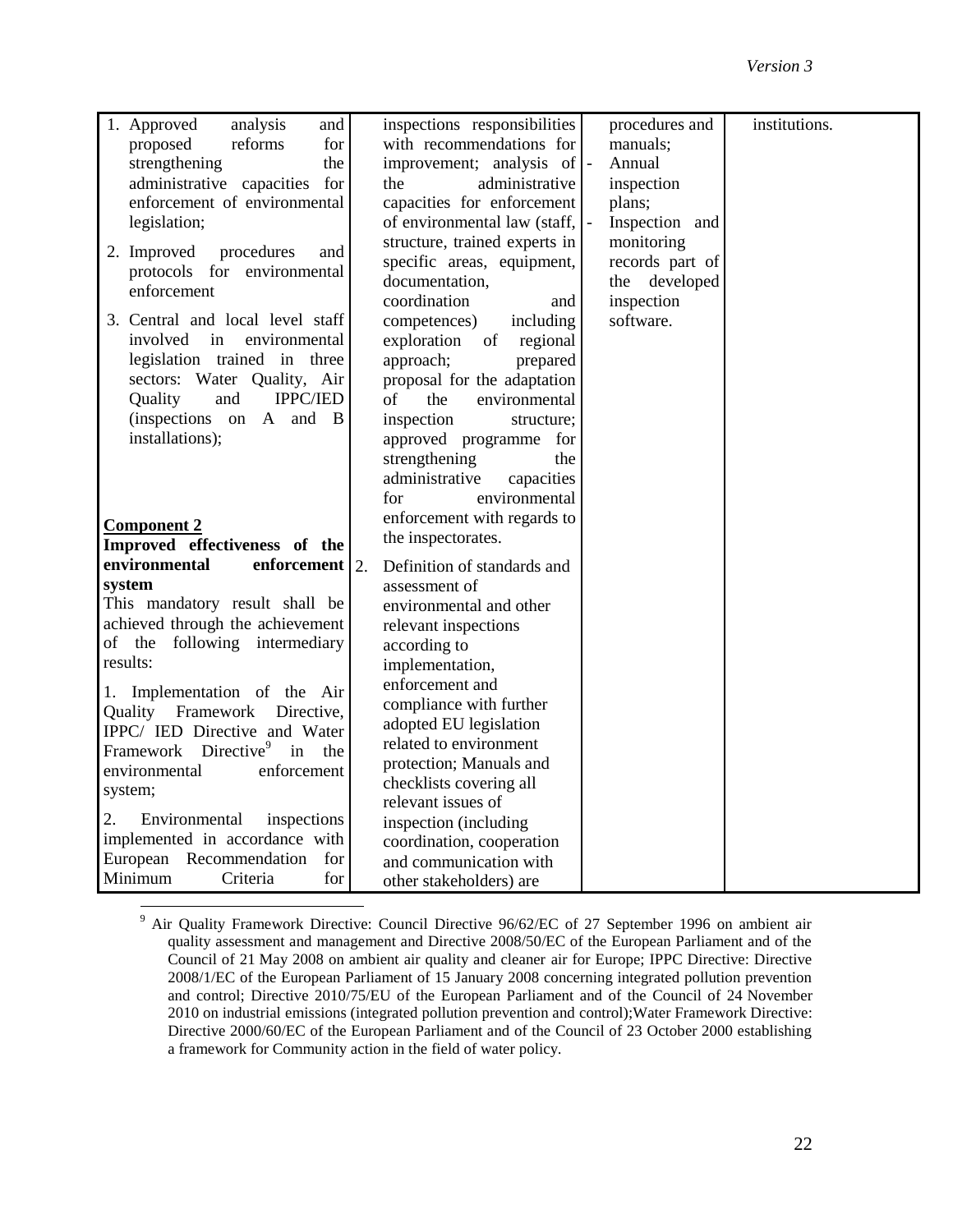| | | | |
|---|---|---|---|
| 1. Approved analysis and proposed reforms for strengthening the administrative capacities for enforcement of environmental legislation;<br><br>2. Improved procedures and protocols for environmental enforcement<br><br>3. Central and local level staff involved in environmental legislation trained in three sectors: Water Quality, Air Quality and IPPC/IED (inspections on A and B installations);<br><br>**Component 2**<br>**Improved effectiveness of the environmental enforcement system**<br>This mandatory result shall be achieved through the achievement of the following intermediary results:<br><br>1. Implementation of the Air Quality Framework Directive, IPPC/ IED Directive and Water Framework Directive[9] in the environmental enforcement system;<br><br>2. Environmental inspections implemented in accordance with European Recommendation for Minimum Criteria for | inspections responsibilities with recommendations for improvement; analysis of the administrative capacities for enforcement of environmental law (staff, structure, trained experts in specific areas, equipment, documentation, coordination and competences) including exploration of regional approach; prepared proposal for the adaptation of the environmental inspection structure; approved programme for strengthening the administrative capacities for environmental enforcement with regards to the inspectorates.<br><br>2. Definition of standards and assessment of environmental and other relevant inspections according to implementation, enforcement and compliance with further adopted EU legislation related to environment protection; Manuals and checklists covering all relevant issues of inspection (including coordination, cooperation and communication with other stakeholders) are | procedures and manuals;<br>- Annual inspection plans;<br>- Inspection and monitoring records part of the developed inspection software. | institutions. |

[9] Air Quality Framework Directive: Council Directive 96/62/EC of 27 September 1996 on ambient air quality assessment and management and Directive 2008/50/EC of the European Parliament and of the Council of 21 May 2008 on ambient air quality and cleaner air for Europe; IPPC Directive: Directive 2008/1/EC of the European Parliament of 15 January 2008 concerning integrated pollution prevention and control; Directive 2010/75/EU of the European Parliament and of the Council of 24 November 2010 on industrial emissions (integrated pollution prevention and control);Water Framework Directive: Directive 2000/60/EC of the European Parliament and of the Council of 23 October 2000 establishing a framework for Community action in the field of water policy.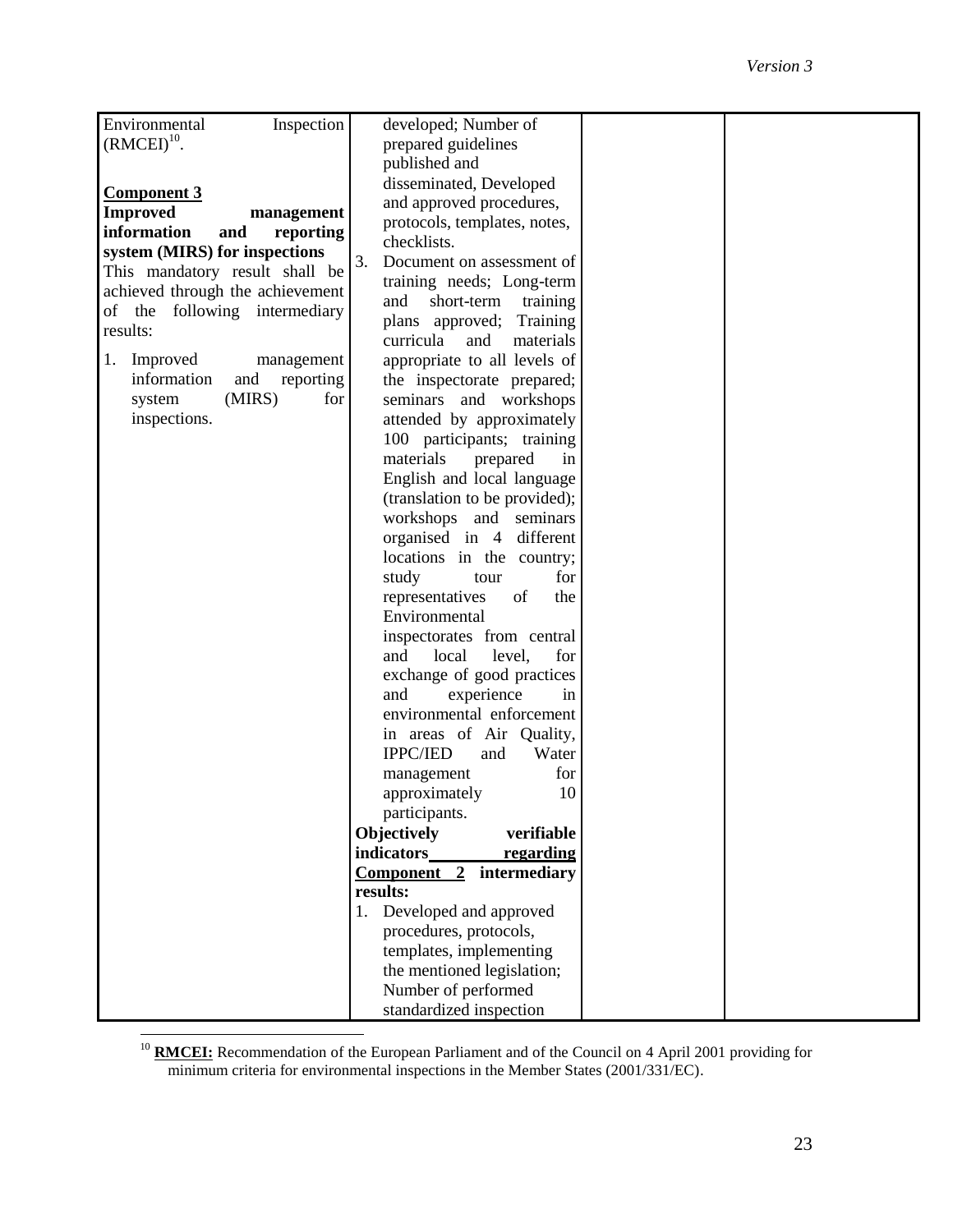| | | | |
|---|---|---|---|
| Environmental Inspection (RMCEI)[10].<br><br>**<u>Component 3</u>**<br>**Improved management information and reporting system (MIRS) for inspections**<br>This mandatory result shall be achieved through the achievement of the following intermediary results:<br><br>1. Improved management information and reporting system (MIRS) for inspections. | developed; Number of prepared guidelines published and disseminated, Developed and approved procedures, protocols, templates, notes, checklists.<br>3. Document on assessment of training needs; Long-term and short-term training plans approved; Training curricula and materials appropriate to all levels of the inspectorate prepared; seminars and workshops attended by approximately 100 participants; training materials prepared in English and local language (translation to be provided); workshops and seminars organised in 4 different locations in the country; study tour for representatives of the Environmental inspectorates from central and local level, for exchange of good practices and experience in environmental enforcement in areas of Air Quality, IPPC/IED and Water management for approximately 10 participants.<br>**Objectively verifiable indicators <u>regarding Component 2</u> intermediary results:**<br>1. Developed and approved procedures, protocols, templates, implementing the mentioned legislation; Number of performed standardized inspection | | |

[10] **<u>RMCEI:</u>** Recommendation of the European Parliament and of the Council on 4 April 2001 providing for minimum criteria for environmental inspections in the Member States (2001/331/EC).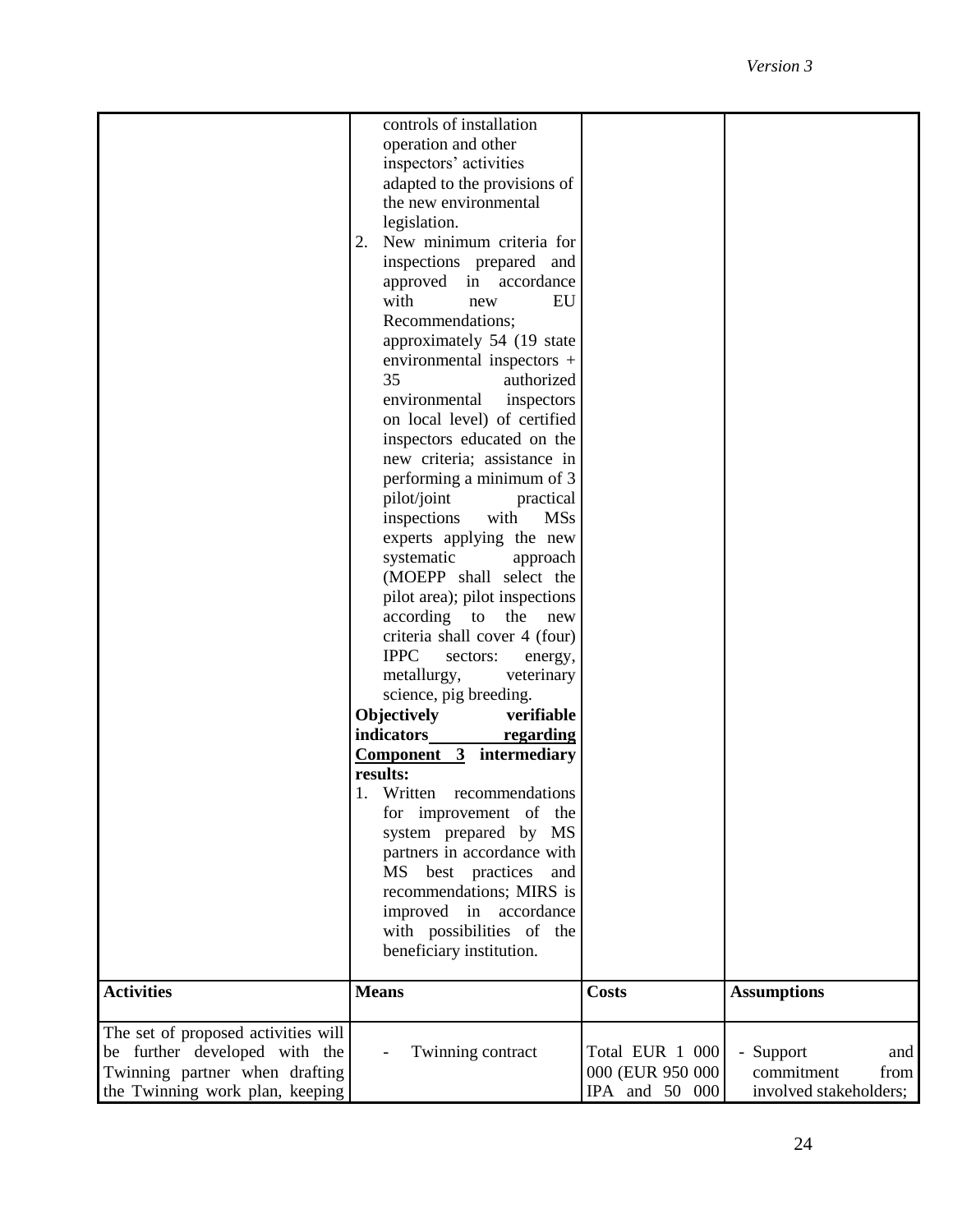| | | | |
|---|---|---|---|
| | controls of installation operation and other inspectors' activities adapted to the provisions of the new environmental legislation.<br>2. New minimum criteria for inspections prepared and approved in accordance with new EU Recommendations; approximately 54 (19 state environmental inspectors + 35 authorized environmental inspectors on local level) of certified inspectors educated on the new criteria; assistance in performing a minimum of 3 pilot/joint practical inspections with MSs experts applying the new systematic approach (MOEPP shall select the pilot area); pilot inspections according to the new criteria shall cover 4 (four) IPPC sectors: energy, metallurgy, veterinary science, pig breeding.<br>**Objectively verifiable indicators <u>regarding Component 3</u> intermediary results:**<br>1. Written recommendations for improvement of the system prepared by MS partners in accordance with MS best practices and recommendations; MIRS is improved in accordance with possibilities of the beneficiary institution. | | |
| **Activities** | **Means** | **Costs** | **Assumptions** |
| The set of proposed activities will be further developed with the Twinning partner when drafting the Twinning work plan, keeping | - Twinning contract | Total EUR 1 000 000 (EUR 950 000 IPA and 50 000 | - Support and commitment from involved stakeholders; |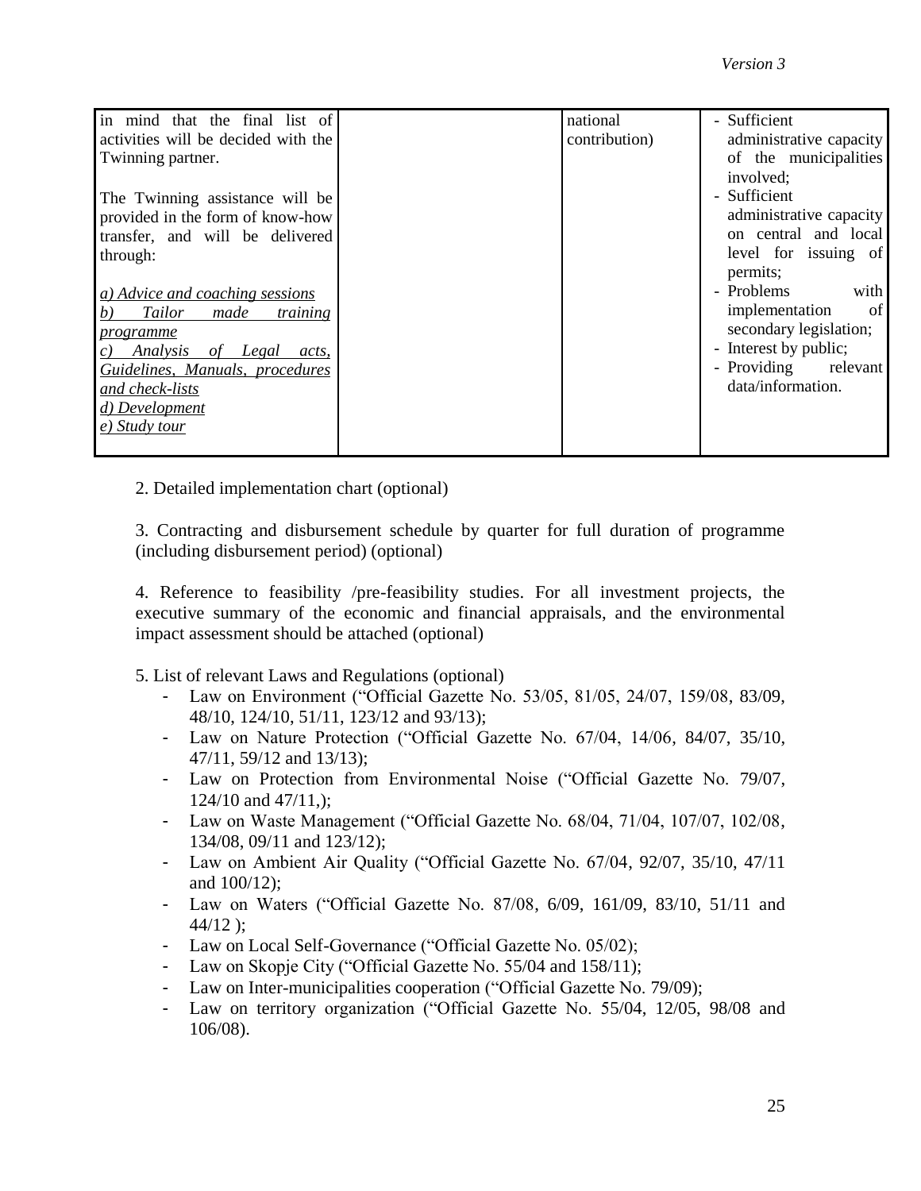| | | | |
|---|---|---|---|
| in mind that the final list of activities will be decided with the Twinning partner.<br><br>The Twinning assistance will be provided in the form of know-how transfer, and will be delivered through:<br><br><u>*a) Advice and coaching sessions*</u><br><u>*b) Tailor made training programme*</u><br><u>*c) Analysis of Legal acts, Guidelines, Manuals, procedures and check-lists*</u><br><u>*d) Development*</u><br><u>*e) Study tour*</u> | | national contribution) | - Sufficient administrative capacity of the municipalities involved;<br>- Sufficient administrative capacity on central and local level for issuing of permits;<br>- Problems with implementation of secondary legislation;<br>- Interest by public;<br>- Providing relevant data/information. |

2. Detailed implementation chart (optional)

3. Contracting and disbursement schedule by quarter for full duration of programme (including disbursement period) (optional)

4. Reference to feasibility /pre-feasibility studies. For all investment projects, the executive summary of the economic and financial appraisals, and the environmental impact assessment should be attached (optional)

5. List of relevant Laws and Regulations (optional)

- Law on Environment ("Official Gazette No. 53/05, 81/05, 24/07, 159/08, 83/09, 48/10, 124/10, 51/11, 123/12 and 93/13);
- Law on Nature Protection ("Official Gazette No. 67/04, 14/06, 84/07, 35/10, 47/11, 59/12 and 13/13);
- Law on Protection from Environmental Noise ("Official Gazette No. 79/07, 124/10 and 47/11,);
- Law on Waste Management ("Official Gazette No. 68/04, 71/04, 107/07, 102/08, 134/08, 09/11 and 123/12);
- Law on Ambient Air Quality ("Official Gazette No. 67/04, 92/07, 35/10, 47/11 and 100/12);
- Law on Waters ("Official Gazette No. 87/08, 6/09, 161/09, 83/10, 51/11 and 44/12 );
- Law on Local Self-Governance ("Official Gazette No. 05/02);
- Law on Skopje City ("Official Gazette No. 55/04 and 158/11);
- Law on Inter-municipalities cooperation ("Official Gazette No. 79/09);
- Law on territory organization ("Official Gazette No. 55/04, 12/05, 98/08 and 106/08).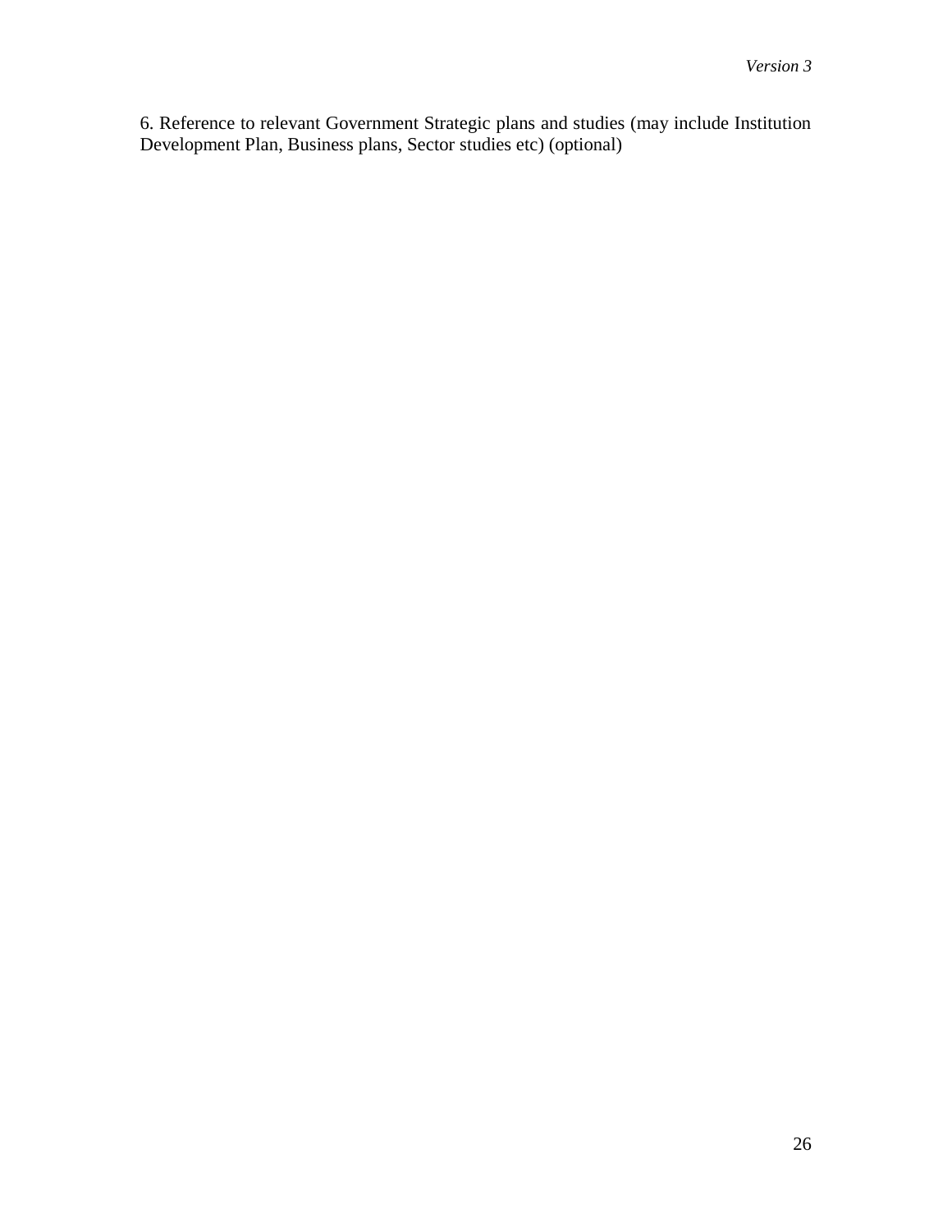6. Reference to relevant Government Strategic plans and studies (may include Institution Development Plan, Business plans, Sector studies etc) (optional)